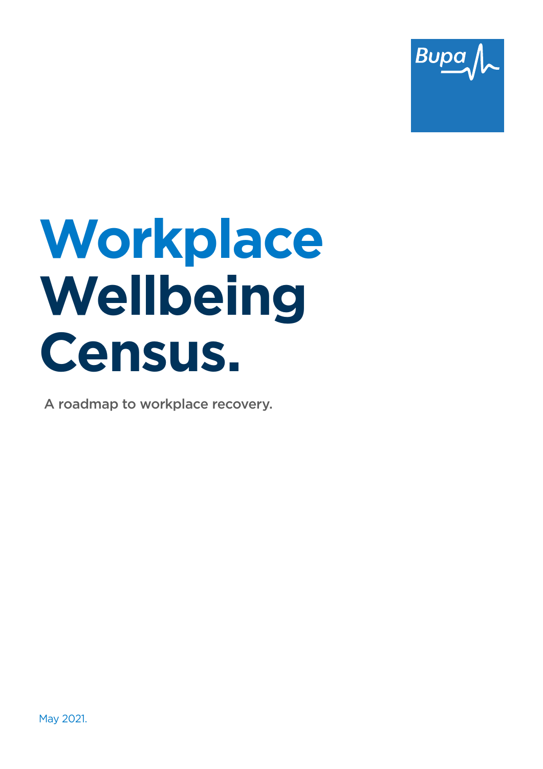Bupa

# Workplace Wellbeing Census.

A roadmap to workplace recovery.

May 2021.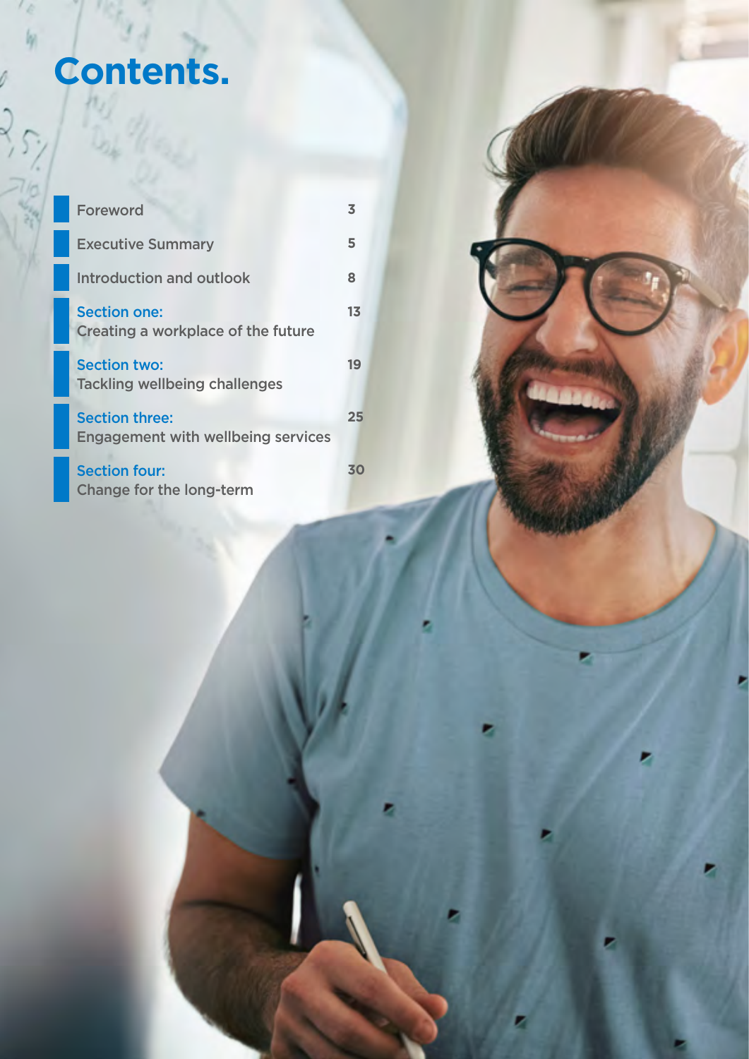# Contents.

| | |
|---|---|
| Foreword | 3 |
| Executive Summary | 5 |
| Introduction and outlook | 8 |
| Section one: Creating a workplace of the future | 13 |
| Section two: Tackling wellbeing challenges | 19 |
| Section three: Engagement with wellbeing services | 25 |
| Section four: Change for the long-term | 30 |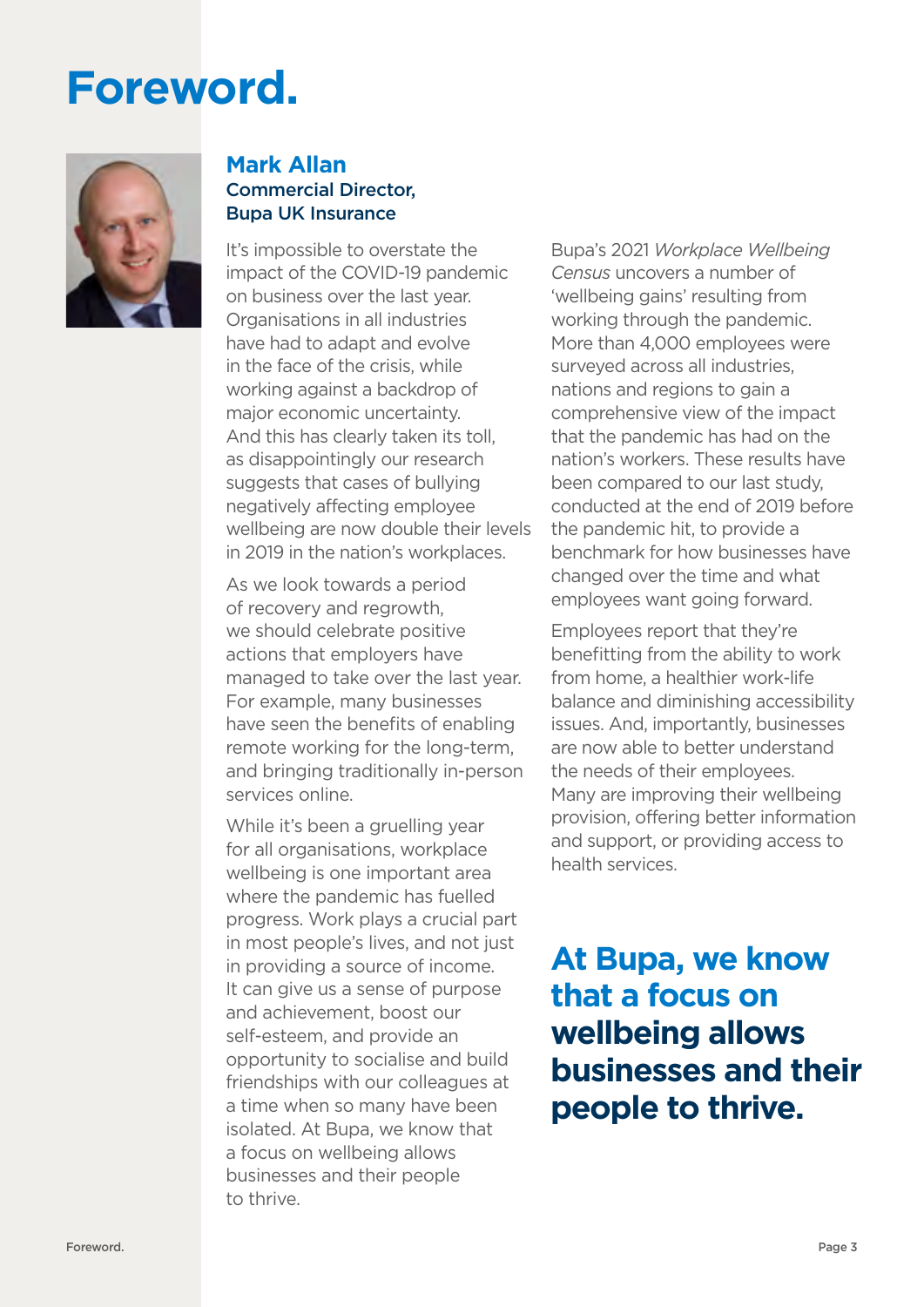# Foreword.

**Mark Allan**
Commercial Director,
Bupa UK Insurance

It's impossible to overstate the impact of the COVID-19 pandemic on business over the last year. Organisations in all industries have had to adapt and evolve in the face of the crisis, while working against a backdrop of major economic uncertainty. And this has clearly taken its toll, as disappointingly our research suggests that cases of bullying negatively affecting employee wellbeing are now double their levels in 2019 in the nation's workplaces.

As we look towards a period of recovery and regrowth, we should celebrate positive actions that employers have managed to take over the last year. For example, many businesses have seen the benefits of enabling remote working for the long-term, and bringing traditionally in-person services online.

While it's been a gruelling year for all organisations, workplace wellbeing is one important area where the pandemic has fuelled progress. Work plays a crucial part in most people's lives, and not just in providing a source of income. It can give us a sense of purpose and achievement, boost our self-esteem, and provide an opportunity to socialise and build friendships with our colleagues at a time when so many have been isolated. At Bupa, we know that a focus on wellbeing allows businesses and their people to thrive.

Bupa's 2021 *Workplace Wellbeing Census* uncovers a number of 'wellbeing gains' resulting from working through the pandemic. More than 4,000 employees were surveyed across all industries, nations and regions to gain a comprehensive view of the impact that the pandemic has had on the nation's workers. These results have been compared to our last study, conducted at the end of 2019 before the pandemic hit, to provide a benchmark for how businesses have changed over the time and what employees want going forward.

Employees report that they're benefitting from the ability to work from home, a healthier work-life balance and diminishing accessibility issues. And, importantly, businesses are now able to better understand the needs of their employees. Many are improving their wellbeing provision, offering better information and support, or providing access to health services.

**At Bupa, we know that a focus on wellbeing allows businesses and their people to thrive.**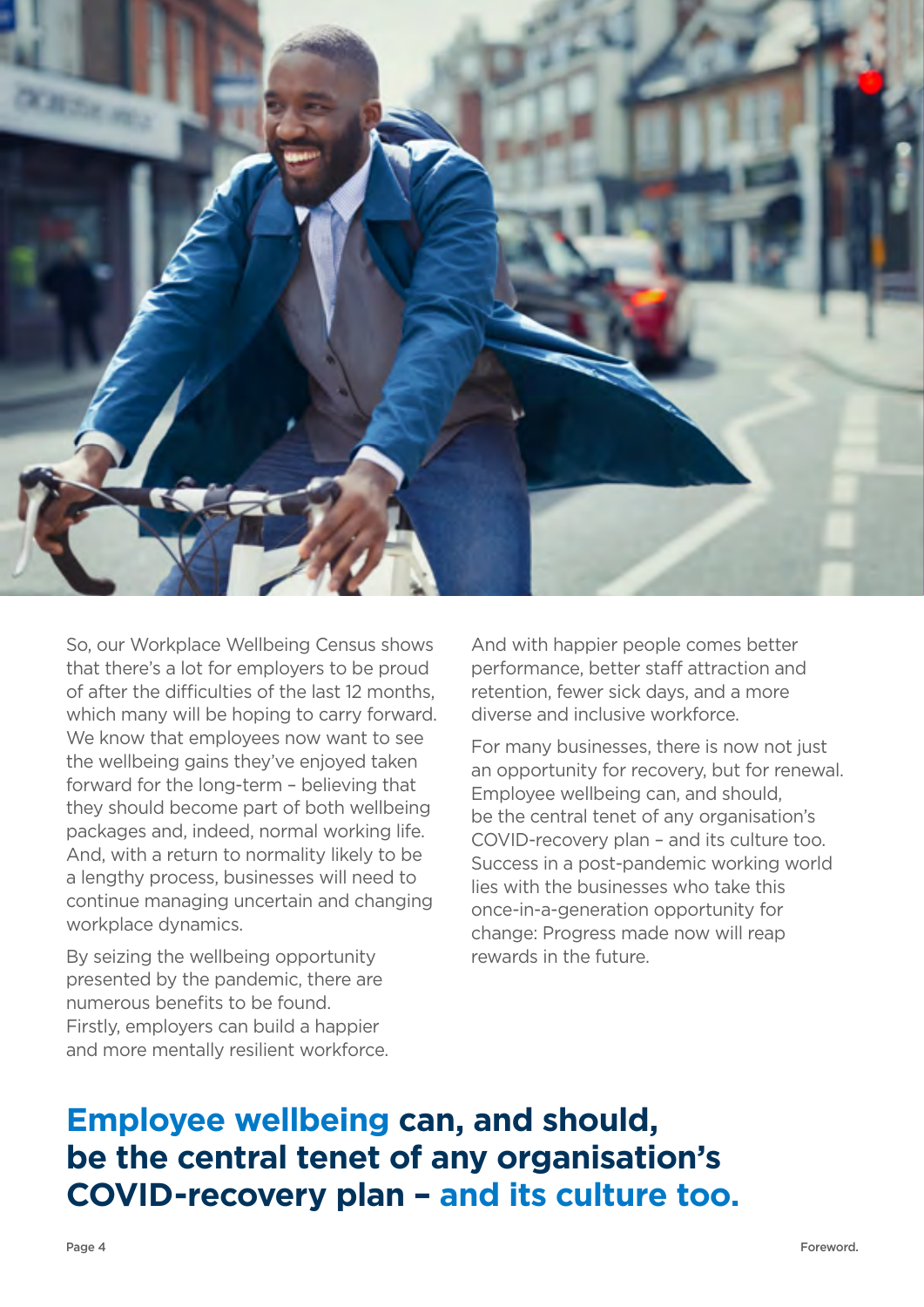So, our Workplace Wellbeing Census shows that there's a lot for employers to be proud of after the difficulties of the last 12 months, which many will be hoping to carry forward. We know that employees now want to see the wellbeing gains they've enjoyed taken forward for the long-term – believing that they should become part of both wellbeing packages and, indeed, normal working life. And, with a return to normality likely to be a lengthy process, businesses will need to continue managing uncertain and changing workplace dynamics.

By seizing the wellbeing opportunity presented by the pandemic, there are numerous benefits to be found. Firstly, employers can build a happier and more mentally resilient workforce. And with happier people comes better performance, better staff attraction and retention, fewer sick days, and a more diverse and inclusive workforce.

For many businesses, there is now not just an opportunity for recovery, but for renewal. Employee wellbeing can, and should, be the central tenet of any organisation's COVID-recovery plan – and its culture too. Success in a post-pandemic working world lies with the businesses who take this once-in-a-generation opportunity for change: Progress made now will reap rewards in the future.

## Employee wellbeing can, and should, be the central tenet of any organisation's COVID-recovery plan – and its culture too.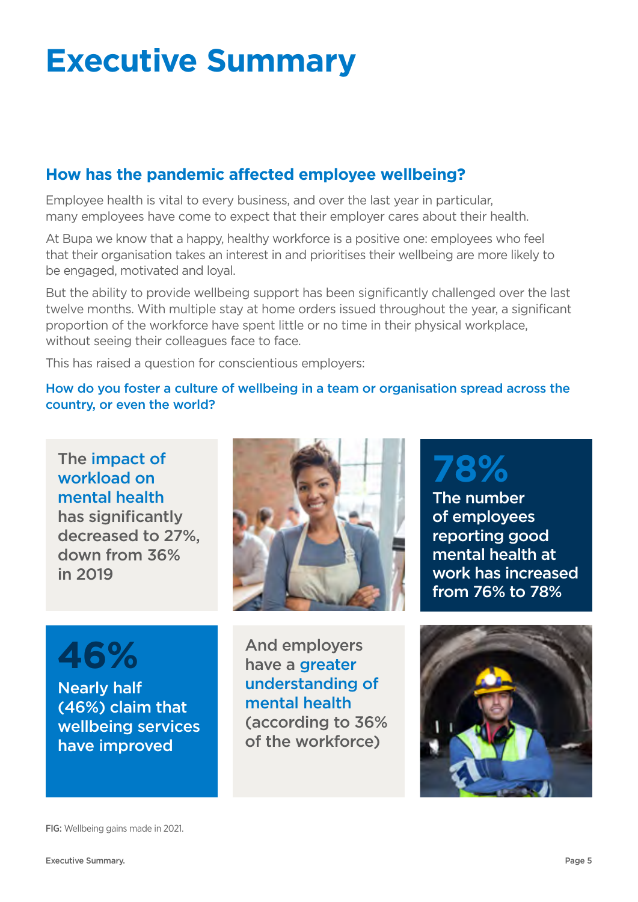# Executive Summary

## How has the pandemic affected employee wellbeing?

Employee health is vital to every business, and over the last year in particular, many employees have come to expect that their employer cares about their health.

At Bupa we know that a happy, healthy workforce is a positive one: employees who feel that their organisation takes an interest in and prioritises their wellbeing are more likely to be engaged, motivated and loyal.

But the ability to provide wellbeing support has been significantly challenged over the last twelve months. With multiple stay at home orders issued throughout the year, a significant proportion of the workforce have spent little or no time in their physical workplace, without seeing their colleagues face to face.

This has raised a question for conscientious employers:

**How do you foster a culture of wellbeing in a team or organisation spread across the country, or even the world?**

The **impact of workload on mental health** has significantly decreased to 27%, down from 36% in 2019

**78%**

The number of employees reporting good mental health at work has increased from 76% to 78%

**46%**

Nearly half (46%) claim that wellbeing services have improved

And employers have a **greater understanding of mental health** (according to 36% of the workforce)

**FIG:** Wellbeing gains made in 2021.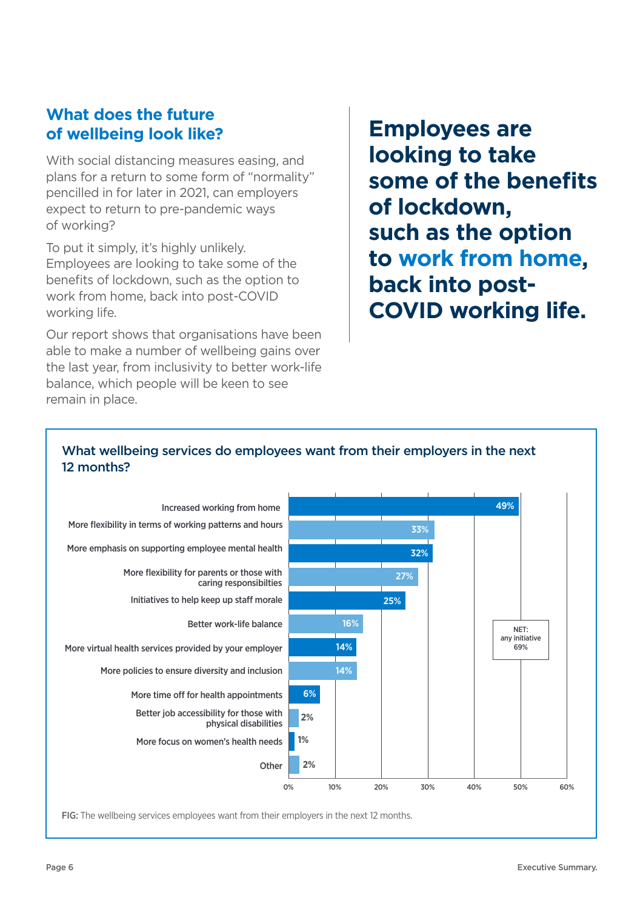## What does the future of wellbeing look like?

With social distancing measures easing, and plans for a return to some form of "normality" pencilled in for later in 2021, can employers expect to return to pre-pandemic ways of working?

To put it simply, it's highly unlikely. Employees are looking to take some of the benefits of lockdown, such as the option to work from home, back into post-COVID working life.

Our report shows that organisations have been able to make a number of wellbeing gains over the last year, from inclusivity to better work-life balance, which people will be keen to see remain in place.

**Employees are looking to take some of the benefits of lockdown, such as the option to work from home, back into post-COVID working life.**

### What wellbeing services do employees want from their employers in the next 12 months?

| Wellbeing service | % |
|---|---|
| Increased working from home | 49% |
| More flexibility in terms of working patterns and hours | 33% |
| More emphasis on supporting employee mental health | 32% |
| More flexibility for parents or those with caring responsibilties | 27% |
| Initiatives to help keep up staff morale | 25% |
| Better work-life balance | 16% |
| More virtual health services provided by your employer | 14% |
| More policies to ensure diversity and inclusion | 14% |
| More time off for health appointments | 6% |
| Better job accessibility for those with physical disabilities | 2% |
| More focus on women's health needs | 1% |
| Other | 2% |

NET: any initiative 69%

**FIG:** The wellbeing services employees want from their employers in the next 12 months.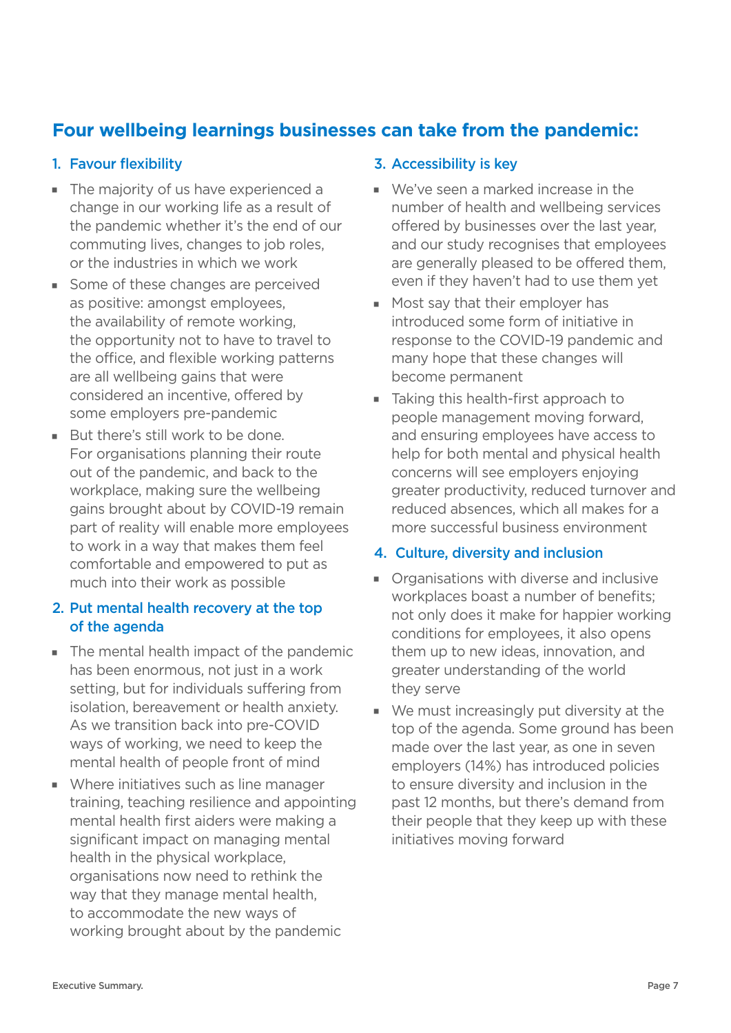## Four wellbeing learnings businesses can take from the pandemic:

### 1. Favour flexibility

- The majority of us have experienced a change in our working life as a result of the pandemic whether it's the end of our commuting lives, changes to job roles, or the industries in which we work
- Some of these changes are perceived as positive: amongst employees, the availability of remote working, the opportunity not to have to travel to the office, and flexible working patterns are all wellbeing gains that were considered an incentive, offered by some employers pre-pandemic
- But there's still work to be done. For organisations planning their route out of the pandemic, and back to the workplace, making sure the wellbeing gains brought about by COVID-19 remain part of reality will enable more employees to work in a way that makes them feel comfortable and empowered to put as much into their work as possible

### 2. Put mental health recovery at the top of the agenda

- The mental health impact of the pandemic has been enormous, not just in a work setting, but for individuals suffering from isolation, bereavement or health anxiety. As we transition back into pre-COVID ways of working, we need to keep the mental health of people front of mind
- Where initiatives such as line manager training, teaching resilience and appointing mental health first aiders were making a significant impact on managing mental health in the physical workplace, organisations now need to rethink the way that they manage mental health, to accommodate the new ways of working brought about by the pandemic

### 3. Accessibility is key

- We've seen a marked increase in the number of health and wellbeing services offered by businesses over the last year, and our study recognises that employees are generally pleased to be offered them, even if they haven't had to use them yet
- Most say that their employer has introduced some form of initiative in response to the COVID-19 pandemic and many hope that these changes will become permanent
- Taking this health-first approach to people management moving forward, and ensuring employees have access to help for both mental and physical health concerns will see employers enjoying greater productivity, reduced turnover and reduced absences, which all makes for a more successful business environment

### 4. Culture, diversity and inclusion

- Organisations with diverse and inclusive workplaces boast a number of benefits; not only does it make for happier working conditions for employees, it also opens them up to new ideas, innovation, and greater understanding of the world they serve
- We must increasingly put diversity at the top of the agenda. Some ground has been made over the last year, as one in seven employers (14%) has introduced policies to ensure diversity and inclusion in the past 12 months, but there's demand from their people that they keep up with these initiatives moving forward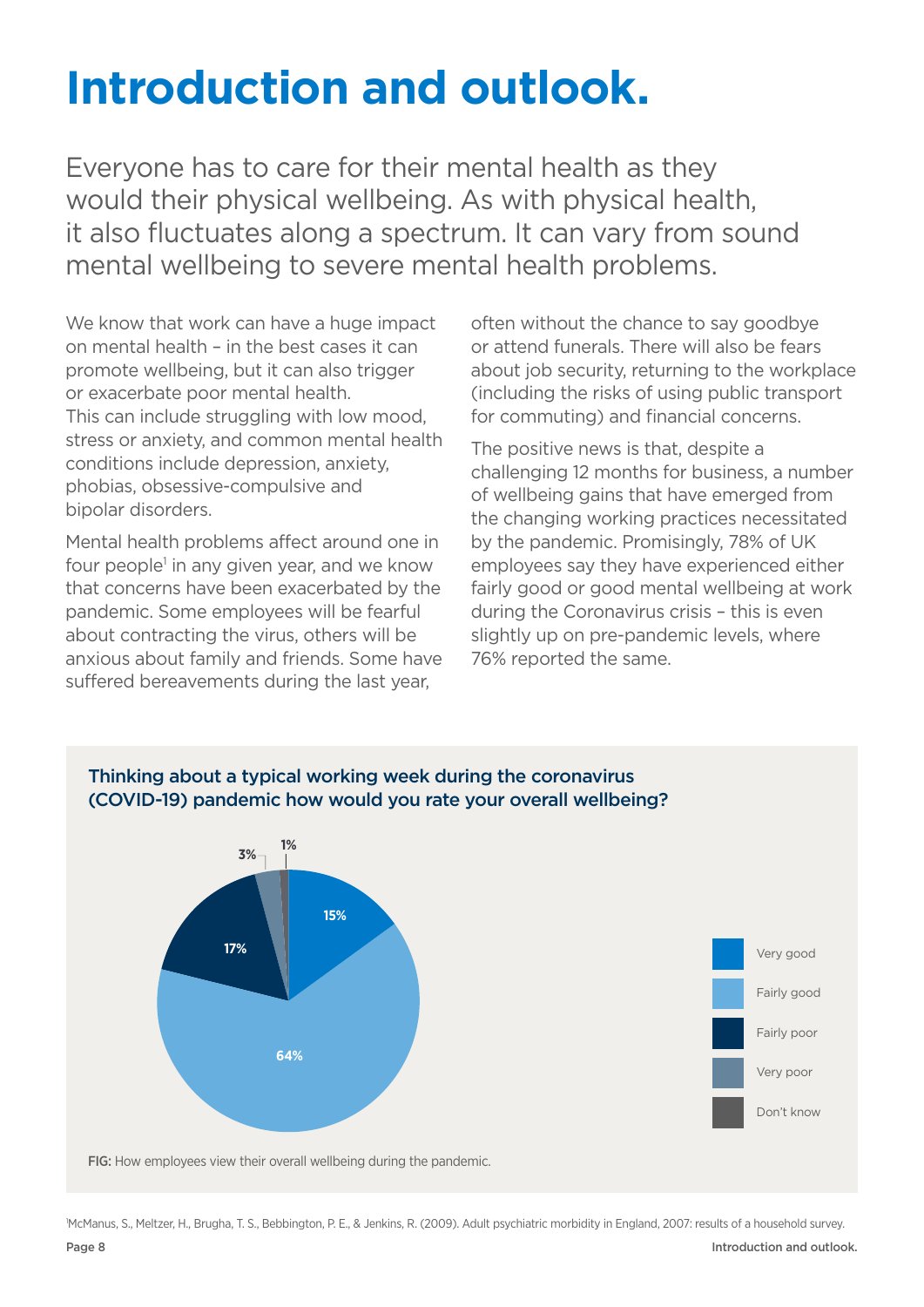# Introduction and outlook.

Everyone has to care for their mental health as they would their physical wellbeing. As with physical health, it also fluctuates along a spectrum. It can vary from sound mental wellbeing to severe mental health problems.

We know that work can have a huge impact on mental health – in the best cases it can promote wellbeing, but it can also trigger or exacerbate poor mental health. This can include struggling with low mood, stress or anxiety, and common mental health conditions include depression, anxiety, phobias, obsessive-compulsive and bipolar disorders.

Mental health problems affect around one in four people[1] in any given year, and we know that concerns have been exacerbated by the pandemic. Some employees will be fearful about contracting the virus, others will be anxious about family and friends. Some have suffered bereavements during the last year, often without the chance to say goodbye or attend funerals. There will also be fears about job security, returning to the workplace (including the risks of using public transport for commuting) and financial concerns.

The positive news is that, despite a challenging 12 months for business, a number of wellbeing gains that have emerged from the changing working practices necessitated by the pandemic. Promisingly, 78% of UK employees say they have experienced either fairly good or good mental wellbeing at work during the Coronavirus crisis – this is even slightly up on pre-pandemic levels, where 76% reported the same.

**Thinking about a typical working week during the coronavirus (COVID-19) pandemic how would you rate your overall wellbeing?**

| Response | % |
|---|---|
| Very good | 15% |
| Fairly good | 64% |
| Fairly poor | 17% |
| Very poor | 3% |
| Don't know | 1% |

**FIG:** How employees view their overall wellbeing during the pandemic.

[1] McManus, S., Meltzer, H., Brugha, T. S., Bebbington, P. E., & Jenkins, R. (2009). Adult psychiatric morbidity in England, 2007: results of a household survey.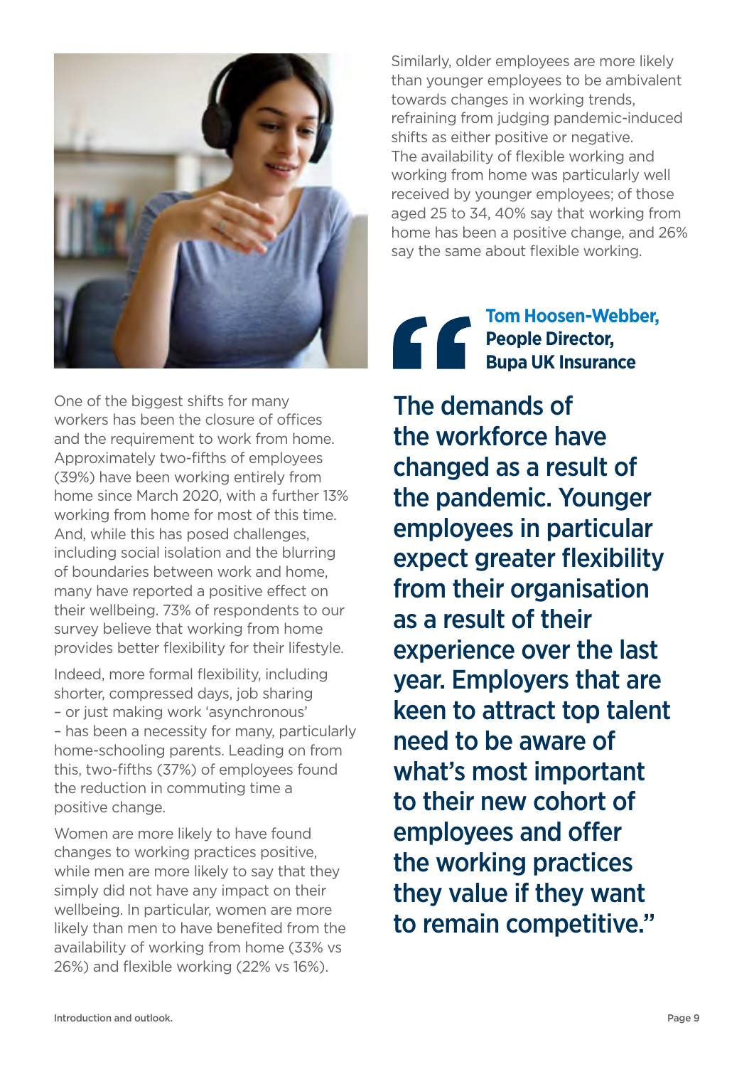One of the biggest shifts for many workers has been the closure of offices and the requirement to work from home. Approximately two-fifths of employees (39%) have been working entirely from home since March 2020, with a further 13% working from home for most of this time. And, while this has posed challenges, including social isolation and the blurring of boundaries between work and home, many have reported a positive effect on their wellbeing. 73% of respondents to our survey believe that working from home provides better flexibility for their lifestyle.

Indeed, more formal flexibility, including shorter, compressed days, job sharing – or just making work 'asynchronous' – has been a necessity for many, particularly home-schooling parents. Leading on from this, two-fifths (37%) of employees found the reduction in commuting time a positive change.

Women are more likely to have found changes to working practices positive, while men are more likely to say that they simply did not have any impact on their wellbeing. In particular, women are more likely than men to have benefited from the availability of working from home (33% vs 26%) and flexible working (22% vs 16%).

Similarly, older employees are more likely than younger employees to be ambivalent towards changes in working trends, refraining from judging pandemic-induced shifts as either positive or negative. The availability of flexible working and working from home was particularly well received by younger employees; of those aged 25 to 34, 40% say that working from home has been a positive change, and 26% say the same about flexible working.

**Tom Hoosen-Webber, People Director, Bupa UK Insurance**

> **The demands of the workforce have changed as a result of the pandemic. Younger employees in particular expect greater flexibility from their organisation as a result of their experience over the last year. Employers that are keen to attract top talent need to be aware of what's most important to their new cohort of employees and offer the working practices they value if they want to remain competitive."**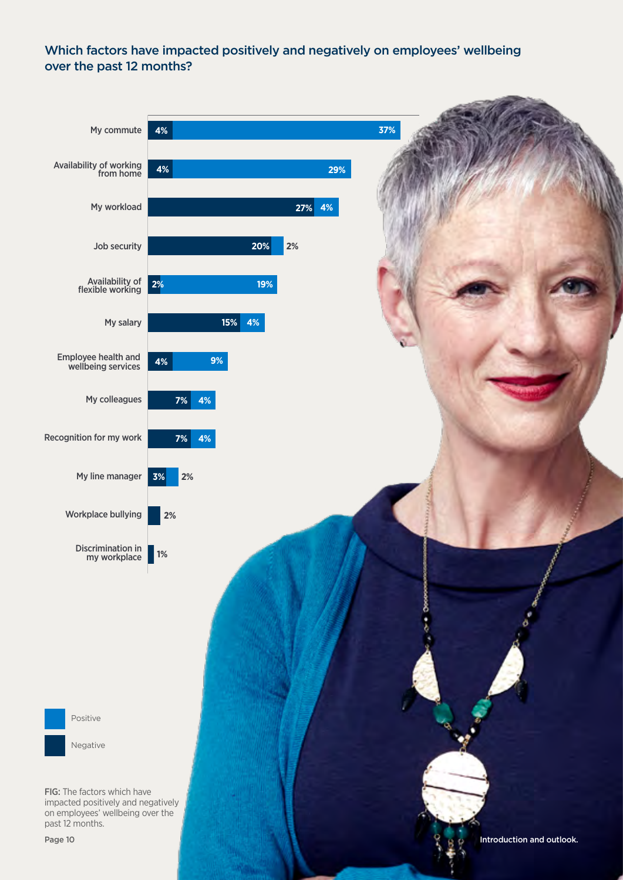## Which factors have impacted positively and negatively on employees' wellbeing over the past 12 months?

| Factor | Negative | Positive |
|---|---|---|
| My commute | 4% | 37% |
| Availability of working from home | 4% | 29% |
| My workload | 27% | 4% |
| Job security | 20% | 2% |
| Availability of flexible working | 2% | 19% |
| My salary | 15% | 4% |
| Employee health and wellbeing services | 4% | 9% |
| My colleagues | 7% | 4% |
| Recognition for my work | 7% | 4% |
| My line manager | 3% | 2% |
| Workplace bullying | 2% | |
| Discrimination in my workplace | 1% | |

FIG: The factors which have impacted positively and negatively on employees' wellbeing over the past 12 months.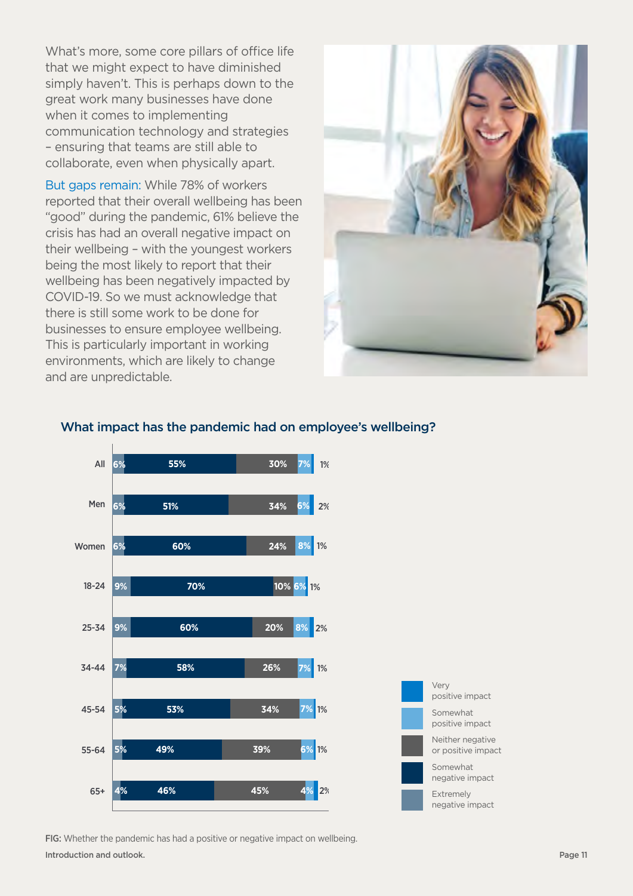What's more, some core pillars of office life that we might expect to have diminished simply haven't. This is perhaps down to the great work many businesses have done when it comes to implementing communication technology and strategies – ensuring that teams are still able to collaborate, even when physically apart.

But gaps remain: While 78% of workers reported that their overall wellbeing has been "good" during the pandemic, 61% believe the crisis has had an overall negative impact on their wellbeing – with the youngest workers being the most likely to report that their wellbeing has been negatively impacted by COVID-19. So we must acknowledge that there is still some work to be done for businesses to ensure employee wellbeing. This is particularly important in working environments, which are likely to change and are unpredictable.

### What impact has the pandemic had on employee's wellbeing?

| | Extremely negative impact | Somewhat negative impact | Neither negative or positive impact | Somewhat positive impact | Very positive impact |
|---|---|---|---|---|---|
| All | 6% | 55% | 30% | 7% | 1% |
| Men | 6% | 51% | 34% | 6% | 2% |
| Women | 6% | 60% | 24% | 8% | 1% |
| 18-24 | 9% | 70% | 10% | 6% | 1% |
| 25-34 | 9% | 60% | 20% | 8% | 2% |
| 34-44 | 7% | 58% | 26% | 7% | 1% |
| 45-54 | 5% | 53% | 34% | 7% | 1% |
| 55-64 | 5% | 49% | 39% | 6% | 1% |
| 65+ | 4% | 46% | 45% | 4% | 2% |

FIG: Whether the pandemic has had a positive or negative impact on wellbeing.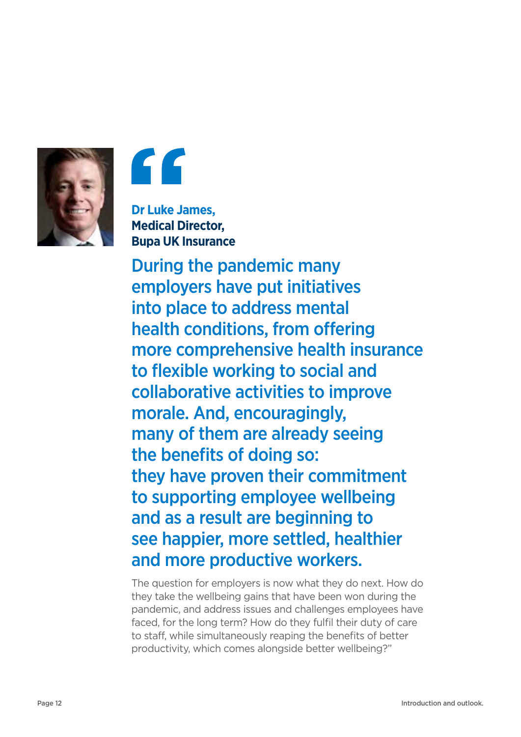"

**Dr Luke James,**
**Medical Director,**
**Bupa UK Insurance**

## During the pandemic many employers have put initiatives into place to address mental health conditions, from offering more comprehensive health insurance to flexible working to social and collaborative activities to improve morale. And, encouragingly, many of them are already seeing the benefits of doing so: they have proven their commitment to supporting employee wellbeing and as a result are beginning to see happier, more settled, healthier and more productive workers.

The question for employers is now what they do next. How do they take the wellbeing gains that have been won during the pandemic, and address issues and challenges employees have faced, for the long term? How do they fulfil their duty of care to staff, while simultaneously reaping the benefits of better productivity, which comes alongside better wellbeing?"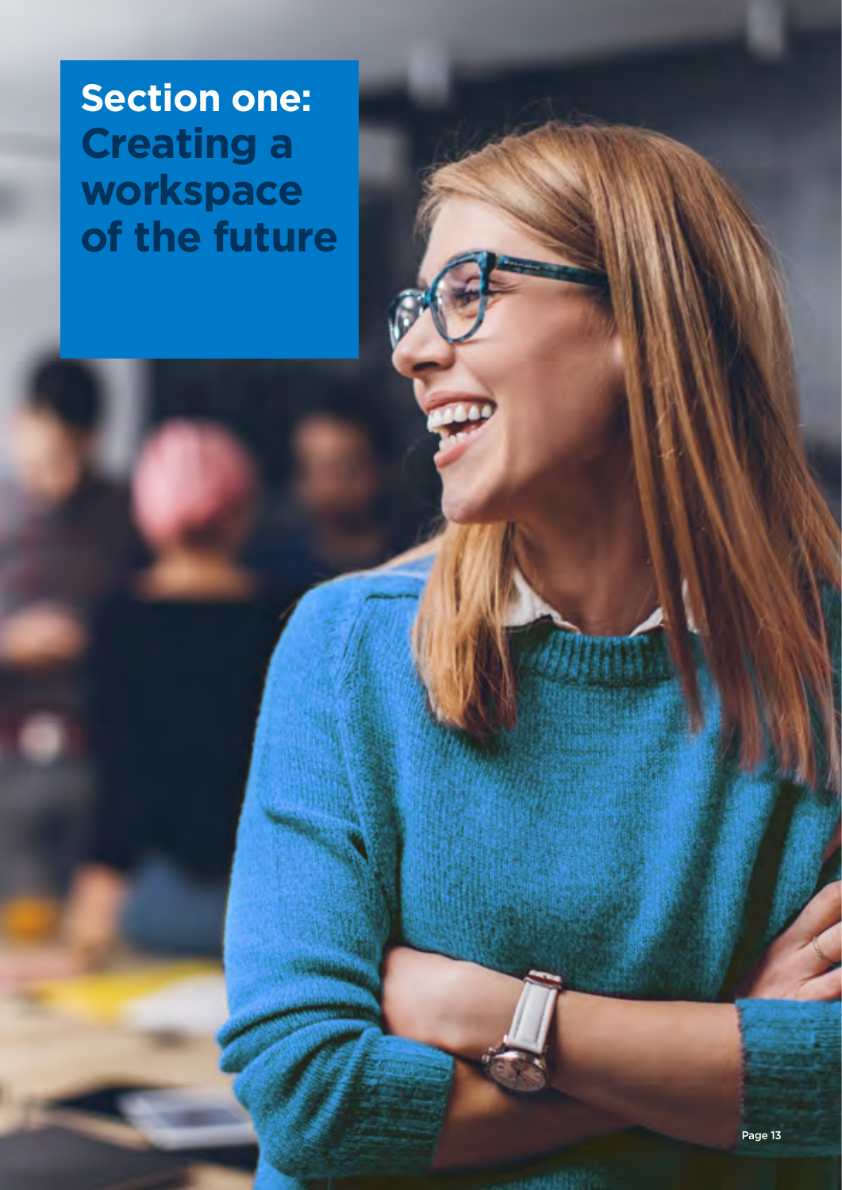# Section one: Creating a workspace of the future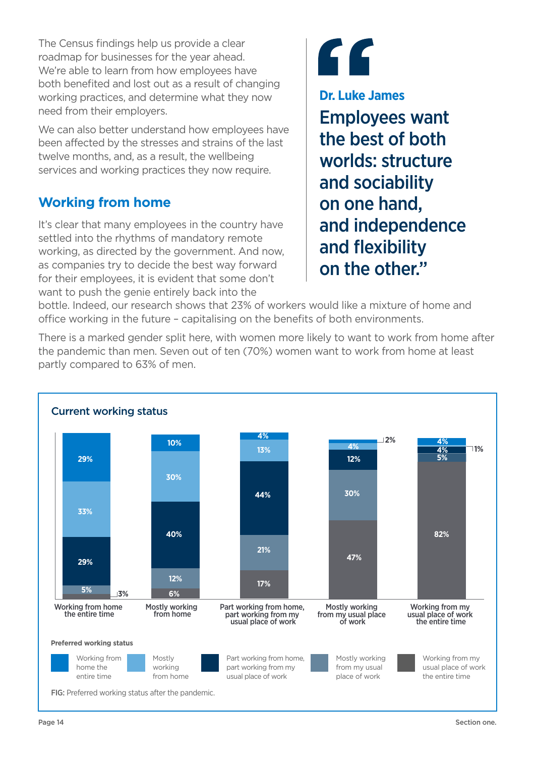The Census findings help us provide a clear roadmap for businesses for the year ahead. We're able to learn from how employees have both benefited and lost out as a result of changing working practices, and determine what they now need from their employers.

We can also better understand how employees have been affected by the stresses and strains of the last twelve months, and, as a result, the wellbeing services and working practices they now require.

## Working from home

It's clear that many employees in the country have settled into the rhythms of mandatory remote working, as directed by the government. And now, as companies try to decide the best way forward for their employees, it is evident that some don't want to push the genie entirely back into the bottle. Indeed, our research shows that 23% of workers would like a mixture of home and office working in the future – capitalising on the benefits of both environments.

There is a marked gender split here, with women more likely to want to work from home after the pandemic than men. Seven out of ten (70%) women want to work from home at least partly compared to 63% of men.

> **Dr. Luke James**
>
> Employees want the best of both worlds: structure and sociability on one hand, and independence and flexibility on the other."

### Current working status

| Preferred working status | Working from home the entire time | Mostly working from home | Part working from home, part working from my usual place of work | Mostly working from my usual place of work | Working from my usual place of work the entire time |
|---|---|---|---|---|---|
| Working from home the entire time | 29% | 10% | 4% | 2% | 4% |
| Mostly working from home | 33% | 30% | 13% | 4% | 1% |
| Part working from home, part working from my usual place of work | 29% | 40% | 44% | 12% | 4% |
| Mostly working from my usual place of work | 5% | 12% | 21% | 30% | 5% |
| Working from my usual place of work the entire time | 3% | 6% | 17% | 47% | 82% |

FIG: Preferred working status after the pandemic.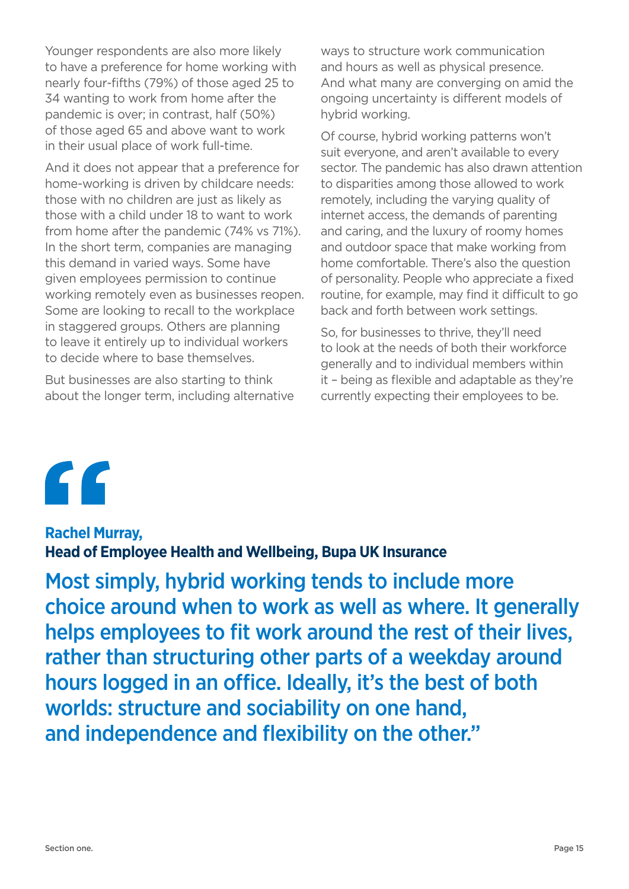Younger respondents are also more likely to have a preference for home working with nearly four-fifths (79%) of those aged 25 to 34 wanting to work from home after the pandemic is over; in contrast, half (50%) of those aged 65 and above want to work in their usual place of work full-time.

And it does not appear that a preference for home-working is driven by childcare needs: those with no children are just as likely as those with a child under 18 to want to work from home after the pandemic (74% vs 71%). In the short term, companies are managing this demand in varied ways. Some have given employees permission to continue working remotely even as businesses reopen. Some are looking to recall to the workplace in staggered groups. Others are planning to leave it entirely up to individual workers to decide where to base themselves.

But businesses are also starting to think about the longer term, including alternative ways to structure work communication and hours as well as physical presence. And what many are converging on amid the ongoing uncertainty is different models of hybrid working.

Of course, hybrid working patterns won't suit everyone, and aren't available to every sector. The pandemic has also drawn attention to disparities among those allowed to work remotely, including the varying quality of internet access, the demands of parenting and caring, and the luxury of roomy homes and outdoor space that make working from home comfortable. There's also the question of personality. People who appreciate a fixed routine, for example, may find it difficult to go back and forth between work settings.

So, for businesses to thrive, they'll need to look at the needs of both their workforce generally and to individual members within it – being as flexible and adaptable as they're currently expecting their employees to be.

“

**Rachel Murray,**
**Head of Employee Health and Wellbeing, Bupa UK Insurance**

Most simply, hybrid working tends to include more choice around when to work as well as where. It generally helps employees to fit work around the rest of their lives, rather than structuring other parts of a weekday around hours logged in an office. Ideally, it's the best of both worlds: structure and sociability on one hand, and independence and flexibility on the other.”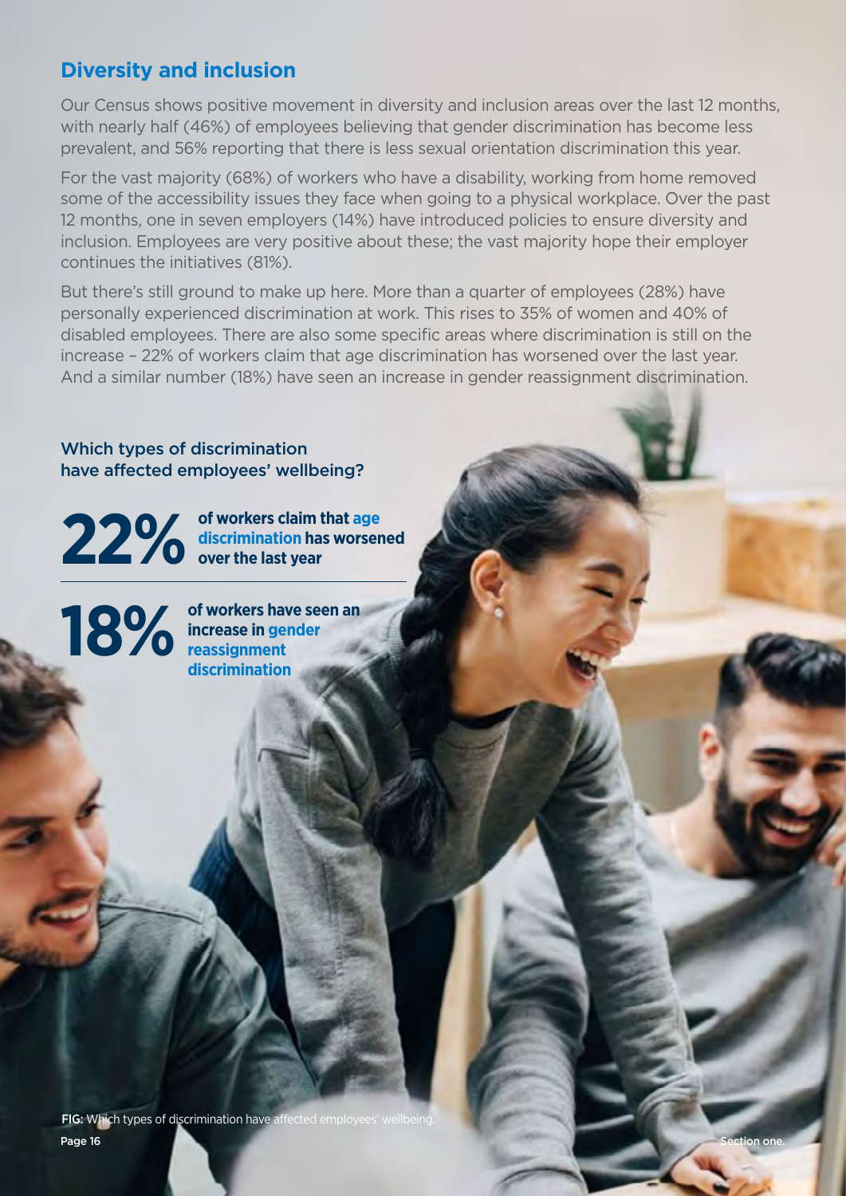## Diversity and inclusion

Our Census shows positive movement in diversity and inclusion areas over the last 12 months, with nearly half (46%) of employees believing that gender discrimination has become less prevalent, and 56% reporting that there is less sexual orientation discrimination this year.

For the vast majority (68%) of workers who have a disability, working from home removed some of the accessibility issues they face when going to a physical workplace. Over the past 12 months, one in seven employers (14%) have introduced policies to ensure diversity and inclusion. Employees are very positive about these; the vast majority hope their employer continues the initiatives (81%).

But there's still ground to make up here. More than a quarter of employees (28%) have personally experienced discrimination at work. This rises to 35% of women and 40% of disabled employees. There are also some specific areas where discrimination is still on the increase – 22% of workers claim that age discrimination has worsened over the last year. And a similar number (18%) have seen an increase in gender reassignment discrimination.

### Which types of discrimination have affected employees' wellbeing?

**22%** **of workers claim that age discrimination has worsened over the last year**

**18%** **of workers have seen an increase in gender reassignment discrimination**

FIG: Which types of discrimination have affected employees' wellbeing.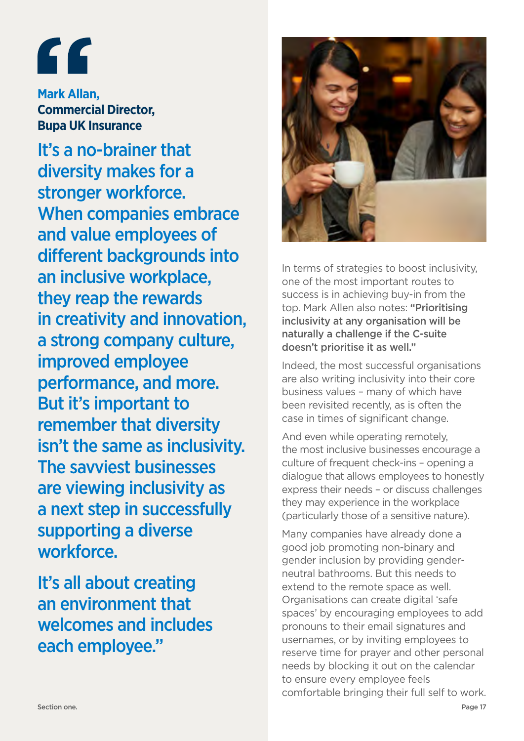**Mark Allan, Commercial Director, Bupa UK Insurance**

"It's a no-brainer that diversity makes for a stronger workforce. When companies embrace and value employees of different backgrounds into an inclusive workplace, they reap the rewards in creativity and innovation, a strong company culture, improved employee performance, and more. But it's important to remember that diversity isn't the same as inclusivity. The savviest businesses are viewing inclusivity as a next step in successfully supporting a diverse workforce.

It's all about creating an environment that welcomes and includes each employee."

In terms of strategies to boost inclusivity, one of the most important routes to success is in achieving buy-in from the top. Mark Allen also notes: **"Prioritising inclusivity at any organisation will be naturally a challenge if the C-suite doesn't prioritise it as well."**

Indeed, the most successful organisations are also writing inclusivity into their core business values – many of which have been revisited recently, as is often the case in times of significant change.

And even while operating remotely, the most inclusive businesses encourage a culture of frequent check-ins – opening a dialogue that allows employees to honestly express their needs – or discuss challenges they may experience in the workplace (particularly those of a sensitive nature).

Many companies have already done a good job promoting non-binary and gender inclusion by providing gender-neutral bathrooms. But this needs to extend to the remote space as well. Organisations can create digital 'safe spaces' by encouraging employees to add pronouns to their email signatures and usernames, or by inviting employees to reserve time for prayer and other personal needs by blocking it out on the calendar to ensure every employee feels comfortable bringing their full self to work.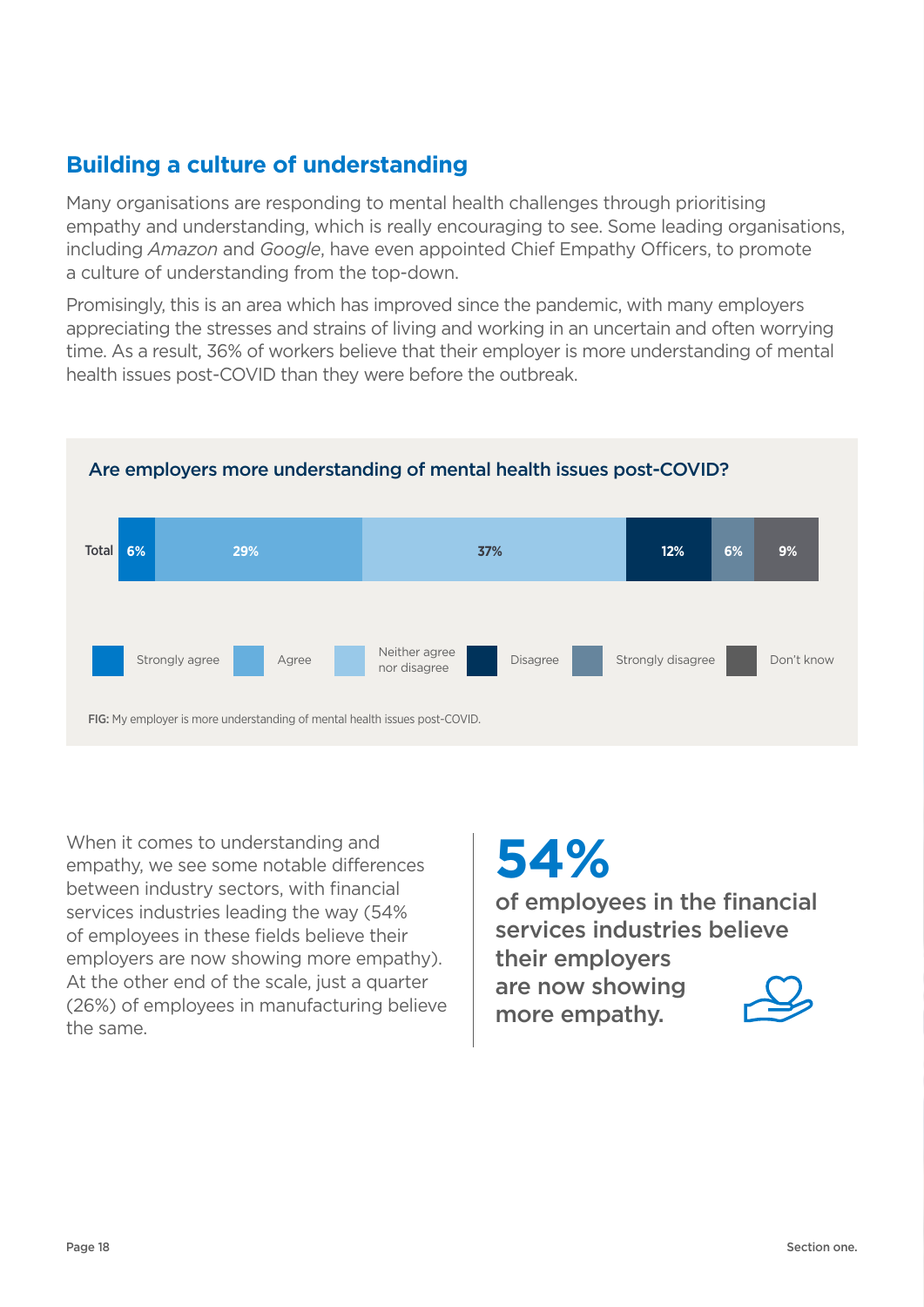## Building a culture of understanding

Many organisations are responding to mental health challenges through prioritising empathy and understanding, which is really encouraging to see. Some leading organisations, including *Amazon* and *Google*, have even appointed Chief Empathy Officers, to promote a culture of understanding from the top-down.

Promisingly, this is an area which has improved since the pandemic, with many employers appreciating the stresses and strains of living and working in an uncertain and often worrying time. As a result, 36% of workers believe that their employer is more understanding of mental health issues post-COVID than they were before the outbreak.

### Are employers more understanding of mental health issues post-COVID?

| | Strongly agree | Agree | Neither agree nor disagree | Disagree | Strongly disagree | Don't know |
|---|---|---|---|---|---|---|
| Total | 6% | 29% | 37% | 12% | 6% | 9% |

**FIG:** My employer is more understanding of mental health issues post-COVID.

When it comes to understanding and empathy, we see some notable differences between industry sectors, with financial services industries leading the way (54% of employees in these fields believe their employers are now showing more empathy). At the other end of the scale, just a quarter (26%) of employees in manufacturing believe the same.

**54%**

**of employees in the financial services industries believe their employers are now showing more empathy.**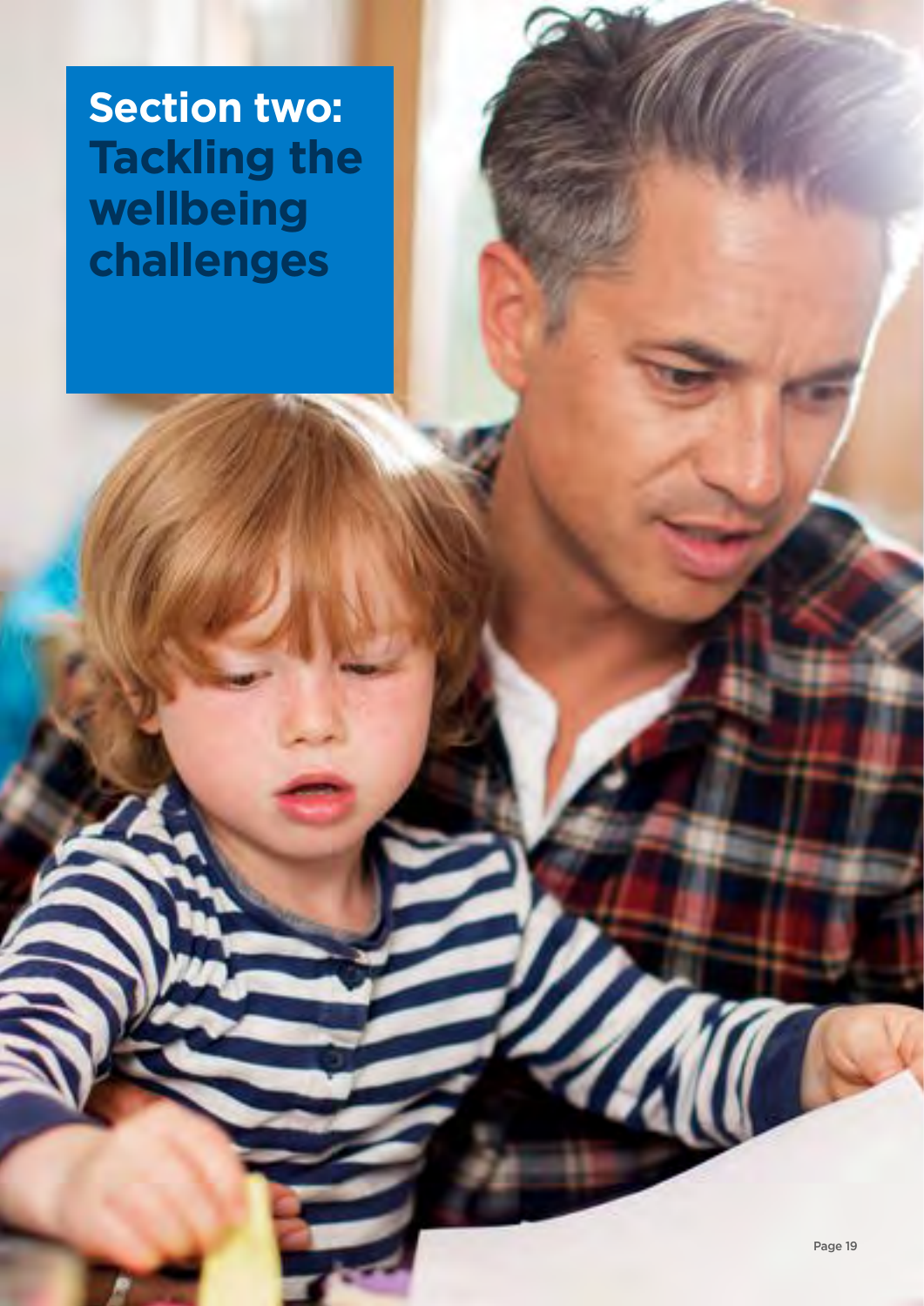# Section two: Tackling the wellbeing challenges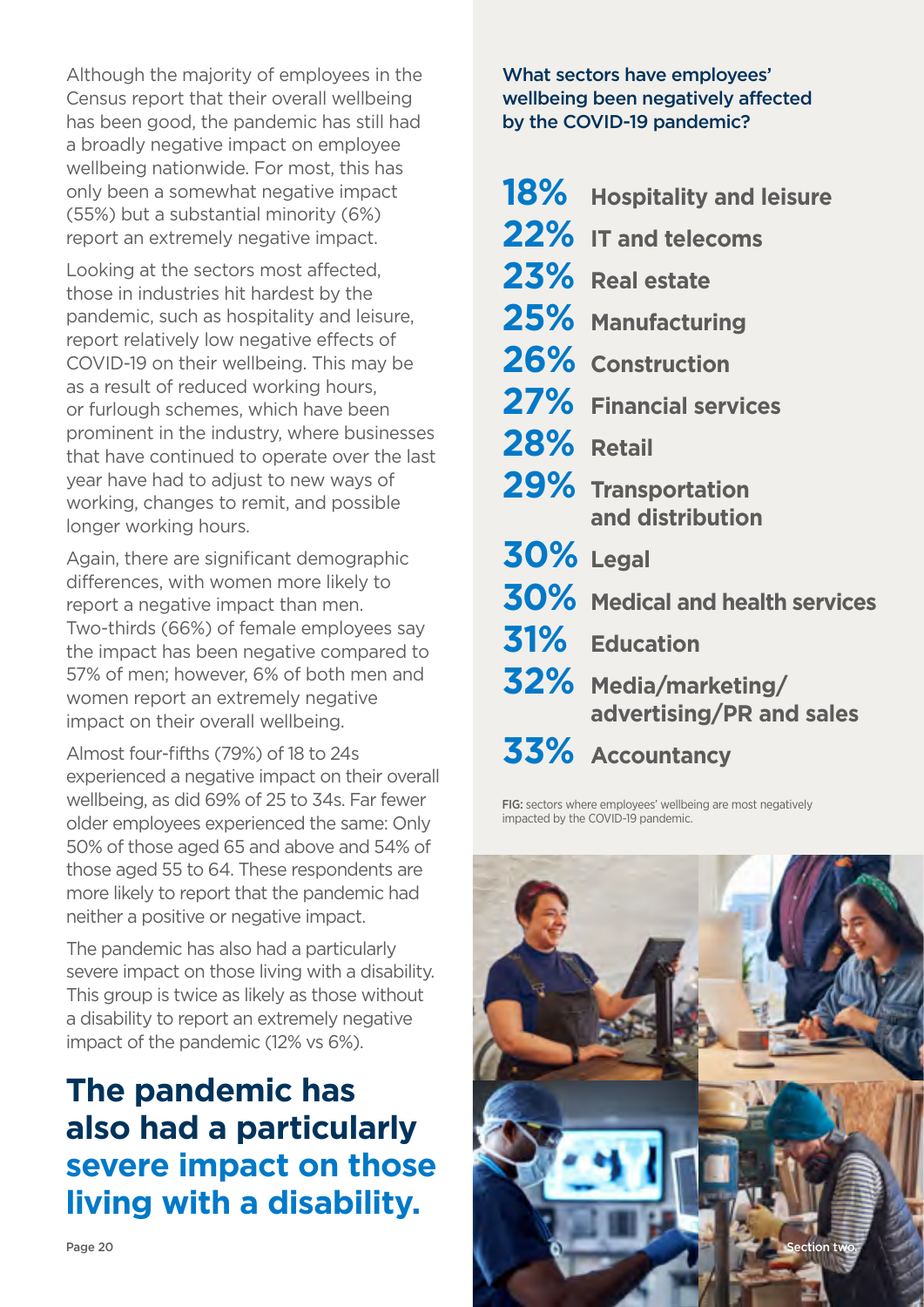Although the majority of employees in the Census report that their overall wellbeing has been good, the pandemic has still had a broadly negative impact on employee wellbeing nationwide. For most, this has only been a somewhat negative impact (55%) but a substantial minority (6%) report an extremely negative impact.

Looking at the sectors most affected, those in industries hit hardest by the pandemic, such as hospitality and leisure, report relatively low negative effects of COVID-19 on their wellbeing. This may be as a result of reduced working hours, or furlough schemes, which have been prominent in the industry, where businesses that have continued to operate over the last year have had to adjust to new ways of working, changes to remit, and possible longer working hours.

Again, there are significant demographic differences, with women more likely to report a negative impact than men. Two-thirds (66%) of female employees say the impact has been negative compared to 57% of men; however, 6% of both men and women report an extremely negative impact on their overall wellbeing.

Almost four-fifths (79%) of 18 to 24s experienced a negative impact on their overall wellbeing, as did 69% of 25 to 34s. Far fewer older employees experienced the same: Only 50% of those aged 65 and above and 54% of those aged 55 to 64. These respondents are more likely to report that the pandemic had neither a positive or negative impact.

The pandemic has also had a particularly severe impact on those living with a disability. This group is twice as likely as those without a disability to report an extremely negative impact of the pandemic (12% vs 6%).

## The pandemic has also had a particularly severe impact on those living with a disability.

**What sectors have employees' wellbeing been negatively affected by the COVID-19 pandemic?**

- **18%** Hospitality and leisure
- **22%** IT and telecoms
- **23%** Real estate
- **25%** Manufacturing
- **26%** Construction
- **27%** Financial services
- **28%** Retail
- **29%** Transportation and distribution
- **30%** Legal
- **30%** Medical and health services
- **31%** Education
- **32%** Media/marketing/advertising/PR and sales
- **33%** Accountancy

FIG: sectors where employees' wellbeing are most negatively impacted by the COVID-19 pandemic.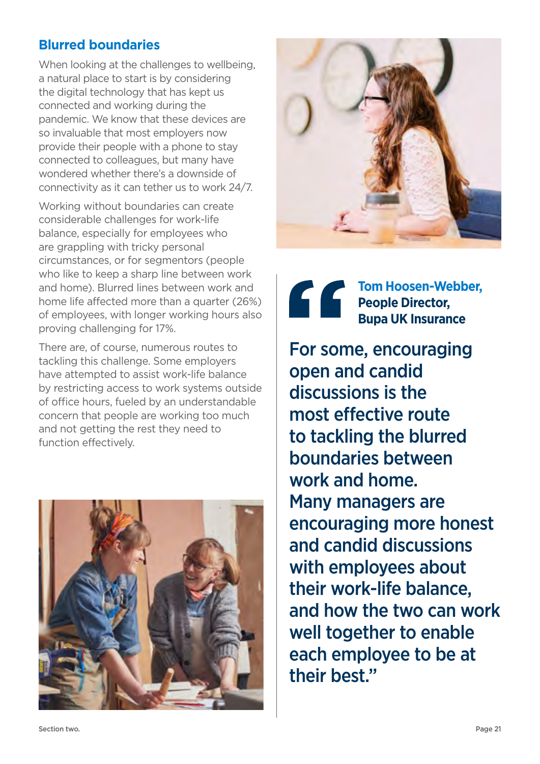## Blurred boundaries

When looking at the challenges to wellbeing, a natural place to start is by considering the digital technology that has kept us connected and working during the pandemic. We know that these devices are so invaluable that most employers now provide their people with a phone to stay connected to colleagues, but many have wondered whether there's a downside of connectivity as it can tether us to work 24/7.

Working without boundaries can create considerable challenges for work-life balance, especially for employees who are grappling with tricky personal circumstances, or for segmentors (people who like to keep a sharp line between work and home). Blurred lines between work and home life affected more than a quarter (26%) of employees, with longer working hours also proving challenging for 17%.

There are, of course, numerous routes to tackling this challenge. Some employers have attempted to assist work-life balance by restricting access to work systems outside of office hours, fueled by an understandable concern that people are working too much and not getting the rest they need to function effectively.

> **Tom Hoosen-Webber, People Director, Bupa UK Insurance**
>
> **For some, encouraging open and candid discussions is the most effective route to tackling the blurred boundaries between work and home. Many managers are encouraging more honest and candid discussions with employees about their work-life balance, and how the two can work well together to enable each employee to be at their best."**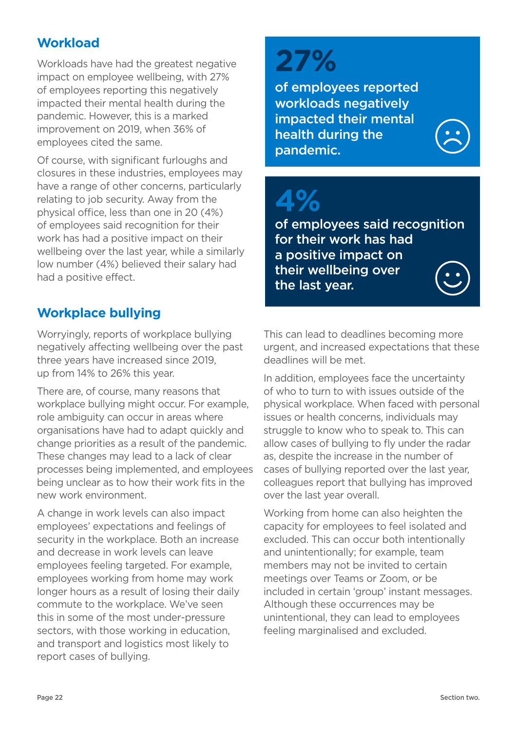## Workload

Workloads have had the greatest negative impact on employee wellbeing, with 27% of employees reporting this negatively impacted their mental health during the pandemic. However, this is a marked improvement on 2019, when 36% of employees cited the same.

Of course, with significant furloughs and closures in these industries, employees may have a range of other concerns, particularly relating to job security. Away from the physical office, less than one in 20 (4%) of employees said recognition for their work has had a positive impact on their wellbeing over the last year, while a similarly low number (4%) believed their salary had had a positive effect.

**27%**

**of employees reported workloads negatively impacted their mental health during the pandemic.**

**4%**

**of employees said recognition for their work has had a positive impact on their wellbeing over the last year.**

## Workplace bullying

Worryingly, reports of workplace bullying negatively affecting wellbeing over the past three years have increased since 2019, up from 14% to 26% this year.

There are, of course, many reasons that workplace bullying might occur. For example, role ambiguity can occur in areas where organisations have had to adapt quickly and change priorities as a result of the pandemic. These changes may lead to a lack of clear processes being implemented, and employees being unclear as to how their work fits in the new work environment.

A change in work levels can also impact employees' expectations and feelings of security in the workplace. Both an increase and decrease in work levels can leave employees feeling targeted. For example, employees working from home may work longer hours as a result of losing their daily commute to the workplace. We've seen this in some of the most under-pressure sectors, with those working in education, and transport and logistics most likely to report cases of bullying.

This can lead to deadlines becoming more urgent, and increased expectations that these deadlines will be met.

In addition, employees face the uncertainty of who to turn to with issues outside of the physical workplace. When faced with personal issues or health concerns, individuals may struggle to know who to speak to. This can allow cases of bullying to fly under the radar as, despite the increase in the number of cases of bullying reported over the last year, colleagues report that bullying has improved over the last year overall.

Working from home can also heighten the capacity for employees to feel isolated and excluded. This can occur both intentionally and unintentionally; for example, team members may not be invited to certain meetings over Teams or Zoom, or be included in certain 'group' instant messages. Although these occurrences may be unintentional, they can lead to employees feeling marginalised and excluded.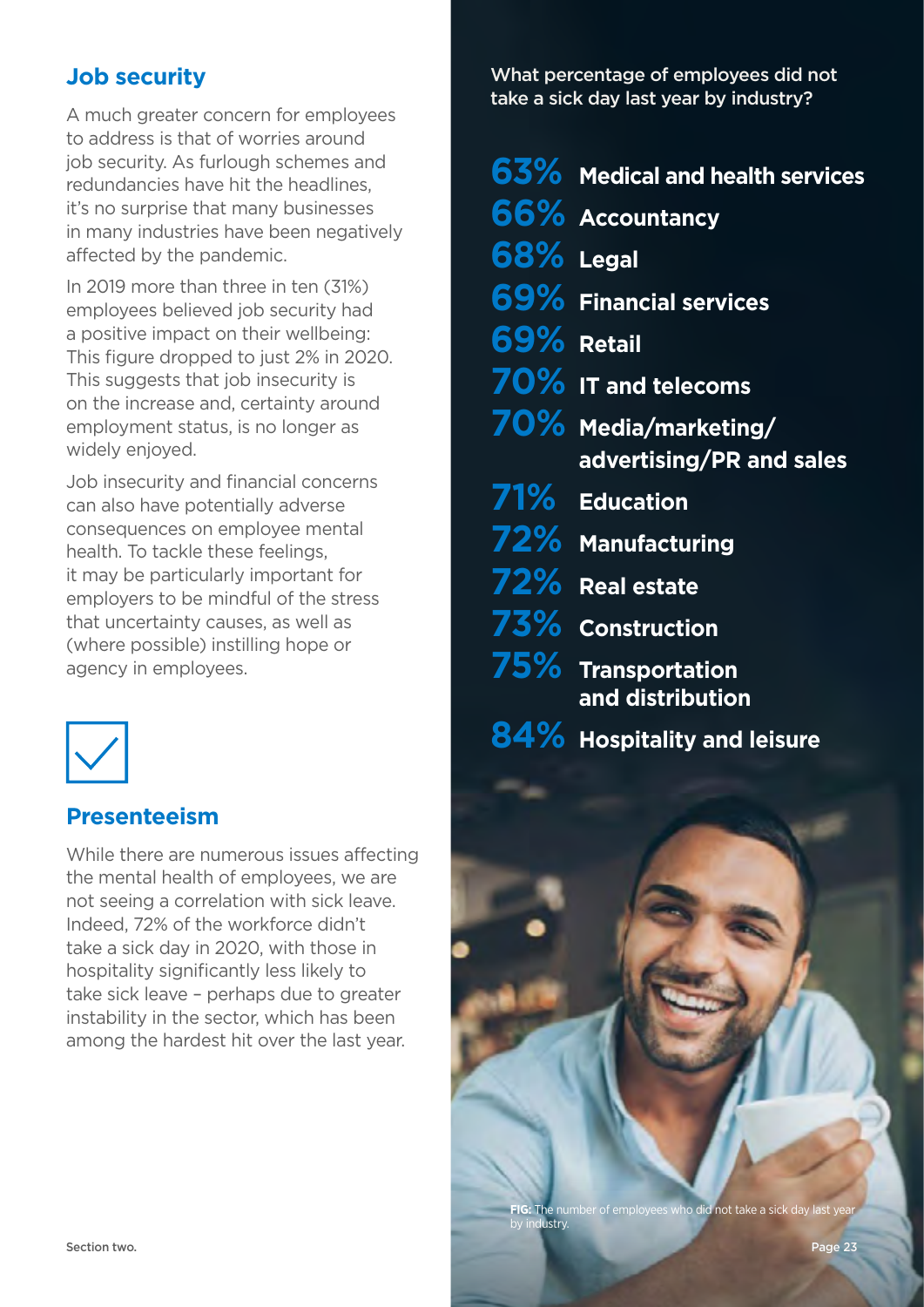## Job security

A much greater concern for employees to address is that of worries around job security. As furlough schemes and redundancies have hit the headlines, it's no surprise that many businesses in many industries have been negatively affected by the pandemic.

In 2019 more than three in ten (31%) employees believed job security had a positive impact on their wellbeing: This figure dropped to just 2% in 2020. This suggests that job insecurity is on the increase and, certainty around employment status, is no longer as widely enjoyed.

Job insecurity and financial concerns can also have potentially adverse consequences on employee mental health. To tackle these feelings, it may be particularly important for employers to be mindful of the stress that uncertainty causes, as well as (where possible) instilling hope or agency in employees.

## Presenteeism

While there are numerous issues affecting the mental health of employees, we are not seeing a correlation with sick leave. Indeed, 72% of the workforce didn't take a sick day in 2020, with those in hospitality significantly less likely to take sick leave – perhaps due to greater instability in the sector, which has been among the hardest hit over the last year.

What percentage of employees did not take a sick day last year by industry?

- **63%** Medical and health services
- **66%** Accountancy
- **68%** Legal
- **69%** Financial services
- **69%** Retail
- **70%** IT and telecoms
- **70%** Media/marketing/advertising/PR and sales
- **71%** Education
- **72%** Manufacturing
- **72%** Real estate
- **73%** Construction
- **75%** Transportation and distribution
- **84%** Hospitality and leisure

**FIG:** The number of employees who did not take a sick day last year by industry.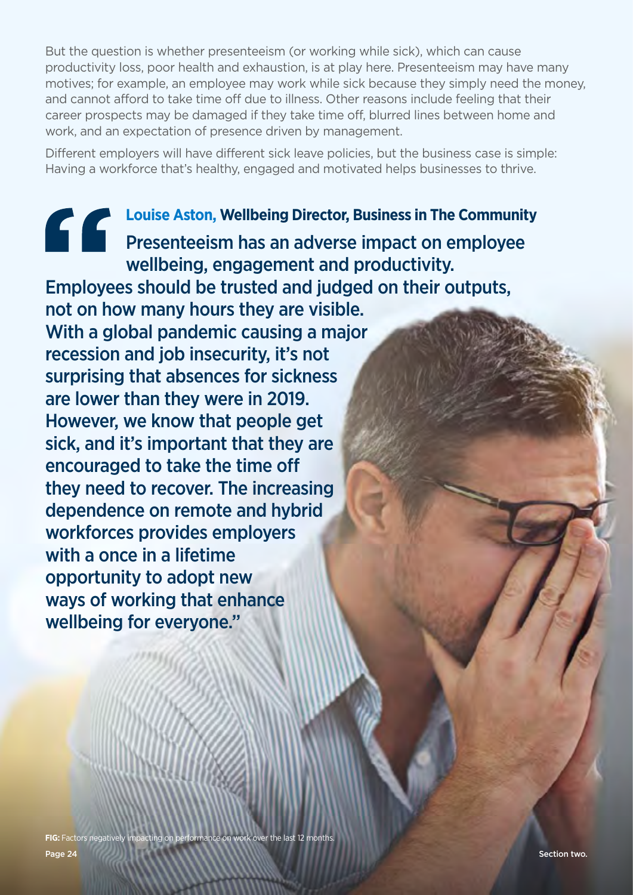But the question is whether presenteeism (or working while sick), which can cause productivity loss, poor health and exhaustion, is at play here. Presenteeism may have many motives; for example, an employee may work while sick because they simply need the money, and cannot afford to take time off due to illness. Other reasons include feeling that their career prospects may be damaged if they take time off, blurred lines between home and work, and an expectation of presence driven by management.

Different employers will have different sick leave policies, but the business case is simple: Having a workforce that's healthy, engaged and motivated helps businesses to thrive.

> **Louise Aston, Wellbeing Director, Business in The Community**
>
> "Presenteeism has an adverse impact on employee wellbeing, engagement and productivity. Employees should be trusted and judged on their outputs, not on how many hours they are visible. With a global pandemic causing a major recession and job insecurity, it's not surprising that absences for sickness are lower than they were in 2019. However, we know that people get sick, and it's important that they are encouraged to take the time off they need to recover. The increasing dependence on remote and hybrid workforces provides employers with a once in a lifetime opportunity to adopt new ways of working that enhance wellbeing for everyone."

**FIG:** Factors negatively impacting on performance on work over the last 12 months.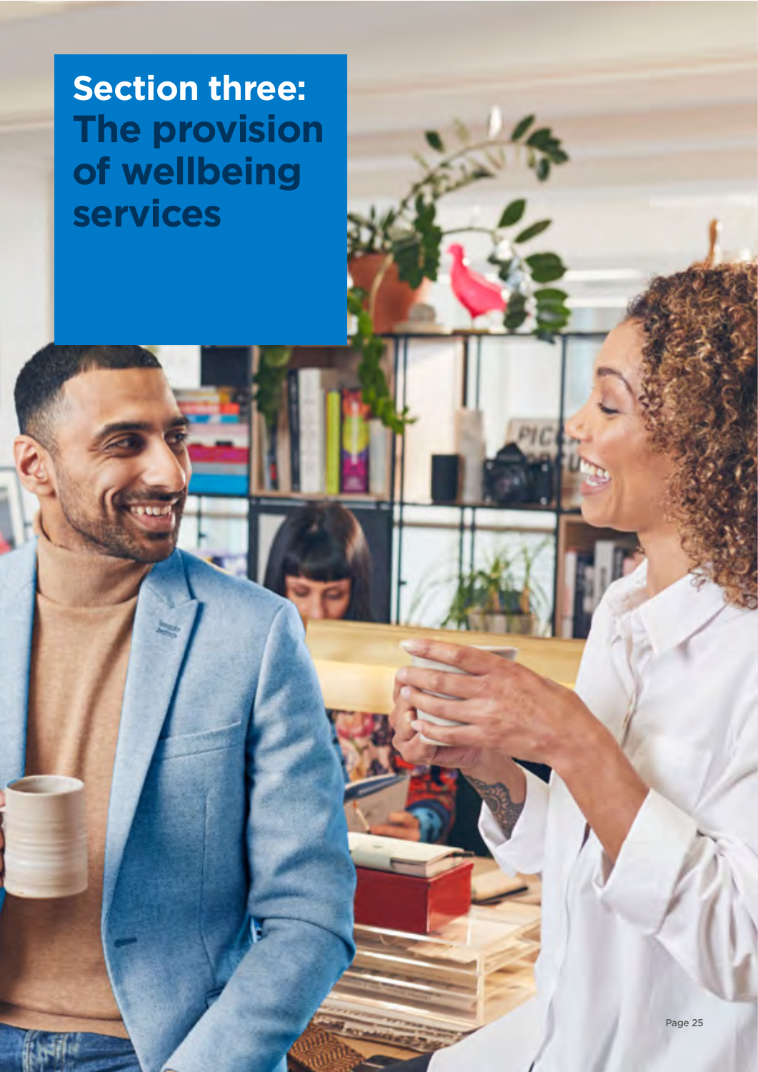# Section three: The provision of wellbeing services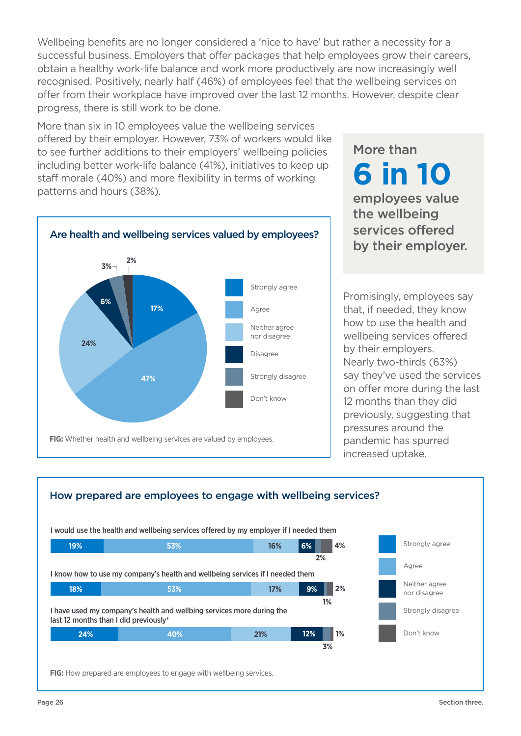Wellbeing benefits are no longer considered a 'nice to have' but rather a necessity for a successful business. Employers that offer packages that help employees grow their careers, obtain a healthy work-life balance and work more productively are now increasingly well recognised. Positively, nearly half (46%) of employees feel that the wellbeing services on offer from their workplace have improved over the last 12 months. However, despite clear progress, there is still work to be done.

More than six in 10 employees value the wellbeing services offered by their employer. However, 73% of workers would like to see further additions to their employers' wellbeing policies including better work-life balance (41%), initiatives to keep up staff morale (40%) and more flexibility in terms of working patterns and hours (38%).

**More than 6 in 10 employees value the wellbeing services offered by their employer.**

### Are health and wellbeing services valued by employees?

| Response | % |
|---|---|
| Strongly agree | 17% |
| Agree | 47% |
| Neither agree nor disagree | 24% |
| Disagree | 6% |
| Strongly disagree | 3% |
| Don't know | 2% |

**FIG:** Whether health and wellbeing services are valued by employees.

Promisingly, employees say that, if needed, they know how to use the health and wellbeing services offered by their employers. Nearly two-thirds (63%) say they've used the services on offer more during the last 12 months than they did previously, suggesting that pressures around the pandemic has spurred increased uptake.

### How prepared are employees to engage with wellbeing services?

| Statement | Strongly agree | Agree | Neither agree nor disagree | Disagree | Strongly disagree | Don't know |
|---|---|---|---|---|---|---|
| I would use the health and wellbeing services offered by my employer if I needed them | 19% | 53% | 16% | 6% | 2% | 4% |
| I know how to use my company's health and wellbeing services if I needed them | 18% | 53% | 17% | 9% | 1% | 2% |
| I have used my company's health and wellbing services more during the last 12 months than I did previously* | 24% | 40% | 21% | 12% | 3% | 1% |

**FIG:** How prepared are employees to engage with wellbeing services.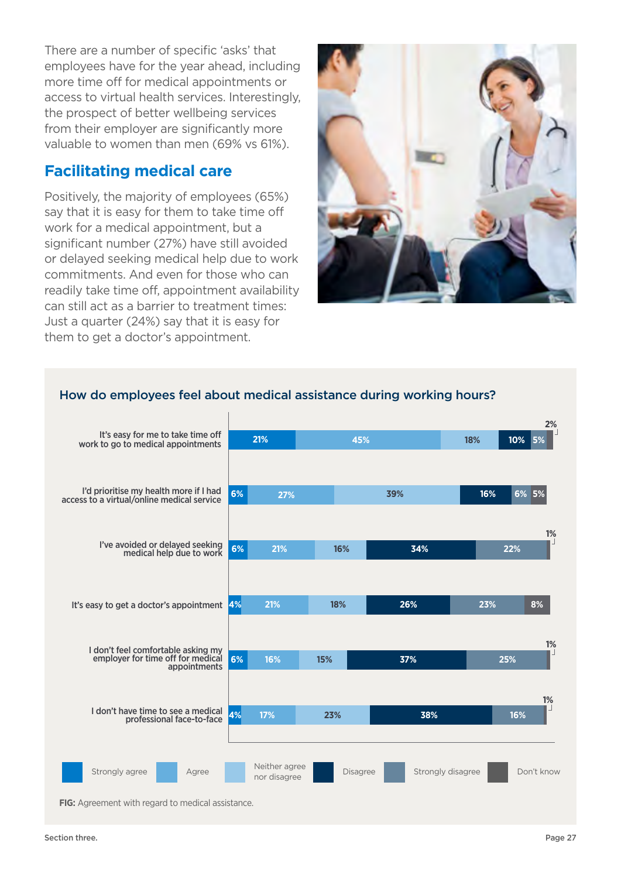There are a number of specific 'asks' that employees have for the year ahead, including more time off for medical appointments or access to virtual health services. Interestingly, the prospect of better wellbeing services from their employer are significantly more valuable to women than men (69% vs 61%).

## Facilitating medical care

Positively, the majority of employees (65%) say that it is easy for them to take time off work for a medical appointment, but a significant number (27%) have still avoided or delayed seeking medical help due to work commitments. And even for those who can readily take time off, appointment availability can still act as a barrier to treatment times: Just a quarter (24%) say that it is easy for them to get a doctor's appointment.

### How do employees feel about medical assistance during working hours?

| Statement | Strongly agree | Agree | Neither agree nor disagree | Disagree | Strongly disagree | Don't know |
|---|---|---|---|---|---|---|
| It's easy for me to take time off work to go to medical appointments | 21% | 45% | 18% | 10% | 5% | 2% |
| I'd prioritise my health more if I had access to a virtual/online medical service | 6% | 27% | 39% | 16% | 6% | 5% |
| I've avoided or delayed seeking medical help due to work | 6% | 21% | 16% | 34% | 22% | 1% |
| It's easy to get a doctor's appointment | 4% | 21% | 18% | 26% | 23% | 8% |
| I don't feel comfortable asking my employer for time off for medical appointments | 6% | 16% | 15% | 37% | 25% | 1% |
| I don't have time to see a medical professional face-to-face | 4% | 17% | 23% | 38% | 16% | 1% |

**FIG:** Agreement with regard to medical assistance.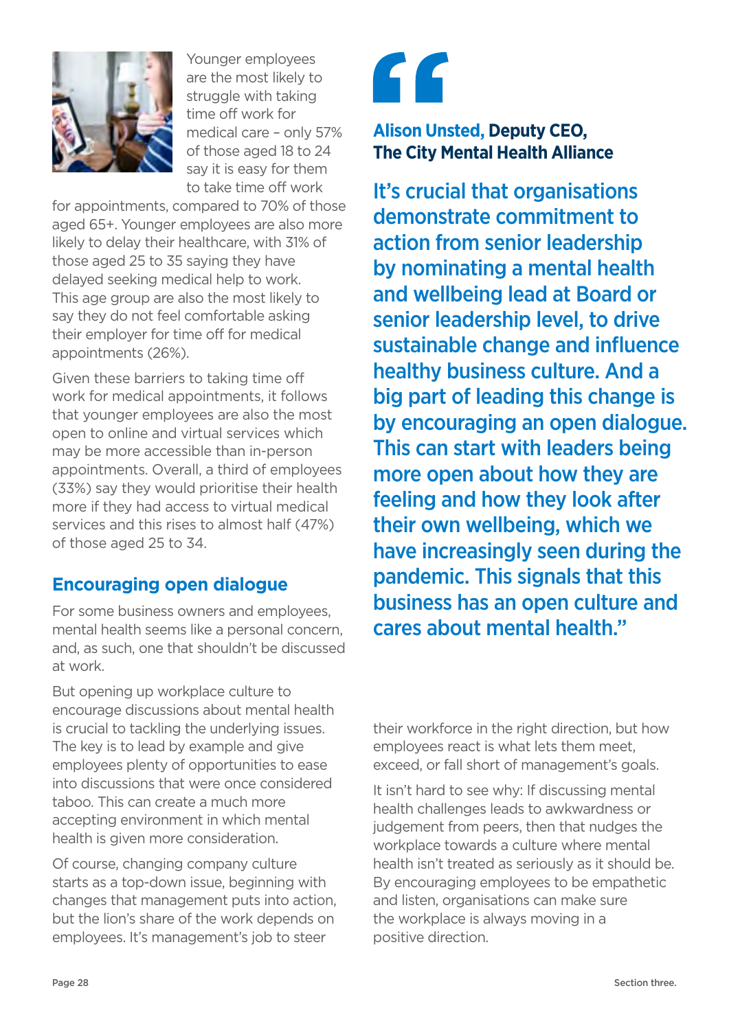Younger employees are the most likely to struggle with taking time off work for medical care – only 57% of those aged 18 to 24 say it is easy for them to take time off work for appointments, compared to 70% of those aged 65+. Younger employees are also more likely to delay their healthcare, with 31% of those aged 25 to 35 saying they have delayed seeking medical help to work. This age group are also the most likely to say they do not feel comfortable asking their employer for time off for medical appointments (26%).

Given these barriers to taking time off work for medical appointments, it follows that younger employees are also the most open to online and virtual services which may be more accessible than in-person appointments. Overall, a third of employees (33%) say they would prioritise their health more if they had access to virtual medical services and this rises to almost half (47%) of those aged 25 to 34.

## Encouraging open dialogue

For some business owners and employees, mental health seems like a personal concern, and, as such, one that shouldn't be discussed at work.

But opening up workplace culture to encourage discussions about mental health is crucial to tackling the underlying issues. The key is to lead by example and give employees plenty of opportunities to ease into discussions that were once considered taboo. This can create a much more accepting environment in which mental health is given more consideration.

Of course, changing company culture starts as a top-down issue, beginning with changes that management puts into action, but the lion's share of the work depends on employees. It's management's job to steer their workforce in the right direction, but how employees react is what lets them meet, exceed, or fall short of management's goals.

It isn't hard to see why: If discussing mental health challenges leads to awkwardness or judgement from peers, then that nudges the workplace towards a culture where mental health isn't treated as seriously as it should be. By encouraging employees to be empathetic and listen, organisations can make sure the workplace is always moving in a positive direction.

> **Alison Unsted, Deputy CEO, The City Mental Health Alliance**
>
> "It's crucial that organisations demonstrate commitment to action from senior leadership by nominating a mental health and wellbeing lead at Board or senior leadership level, to drive sustainable change and influence healthy business culture. And a big part of leading this change is by encouraging an open dialogue. This can start with leaders being more open about how they are feeling and how they look after their own wellbeing, which we have increasingly seen during the pandemic. This signals that this business has an open culture and cares about mental health."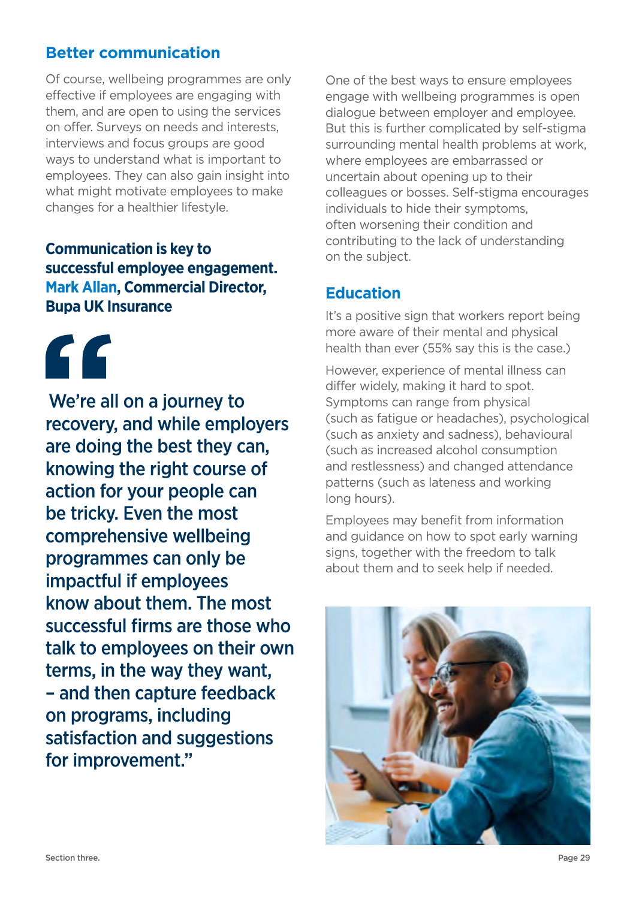## Better communication

Of course, wellbeing programmes are only effective if employees are engaging with them, and are open to using the services on offer. Surveys on needs and interests, interviews and focus groups are good ways to understand what is important to employees. They can also gain insight into what might motivate employees to make changes for a healthier lifestyle.

**Communication is key to successful employee engagement. Mark Allan, Commercial Director, Bupa UK Insurance**

> "We're all on a journey to recovery, and while employers are doing the best they can, knowing the right course of action for your people can be tricky. Even the most comprehensive wellbeing programmes can only be impactful if employees know about them. The most successful firms are those who talk to employees on their own terms, in the way they want, – and then capture feedback on programs, including satisfaction and suggestions for improvement."

One of the best ways to ensure employees engage with wellbeing programmes is open dialogue between employer and employee. But this is further complicated by self-stigma surrounding mental health problems at work, where employees are embarrassed or uncertain about opening up to their colleagues or bosses. Self-stigma encourages individuals to hide their symptoms, often worsening their condition and contributing to the lack of understanding on the subject.

## Education

It's a positive sign that workers report being more aware of their mental and physical health than ever (55% say this is the case.)

However, experience of mental illness can differ widely, making it hard to spot. Symptoms can range from physical (such as fatigue or headaches), psychological (such as anxiety and sadness), behavioural (such as increased alcohol consumption and restlessness) and changed attendance patterns (such as lateness and working long hours).

Employees may benefit from information and guidance on how to spot early warning signs, together with the freedom to talk about them and to seek help if needed.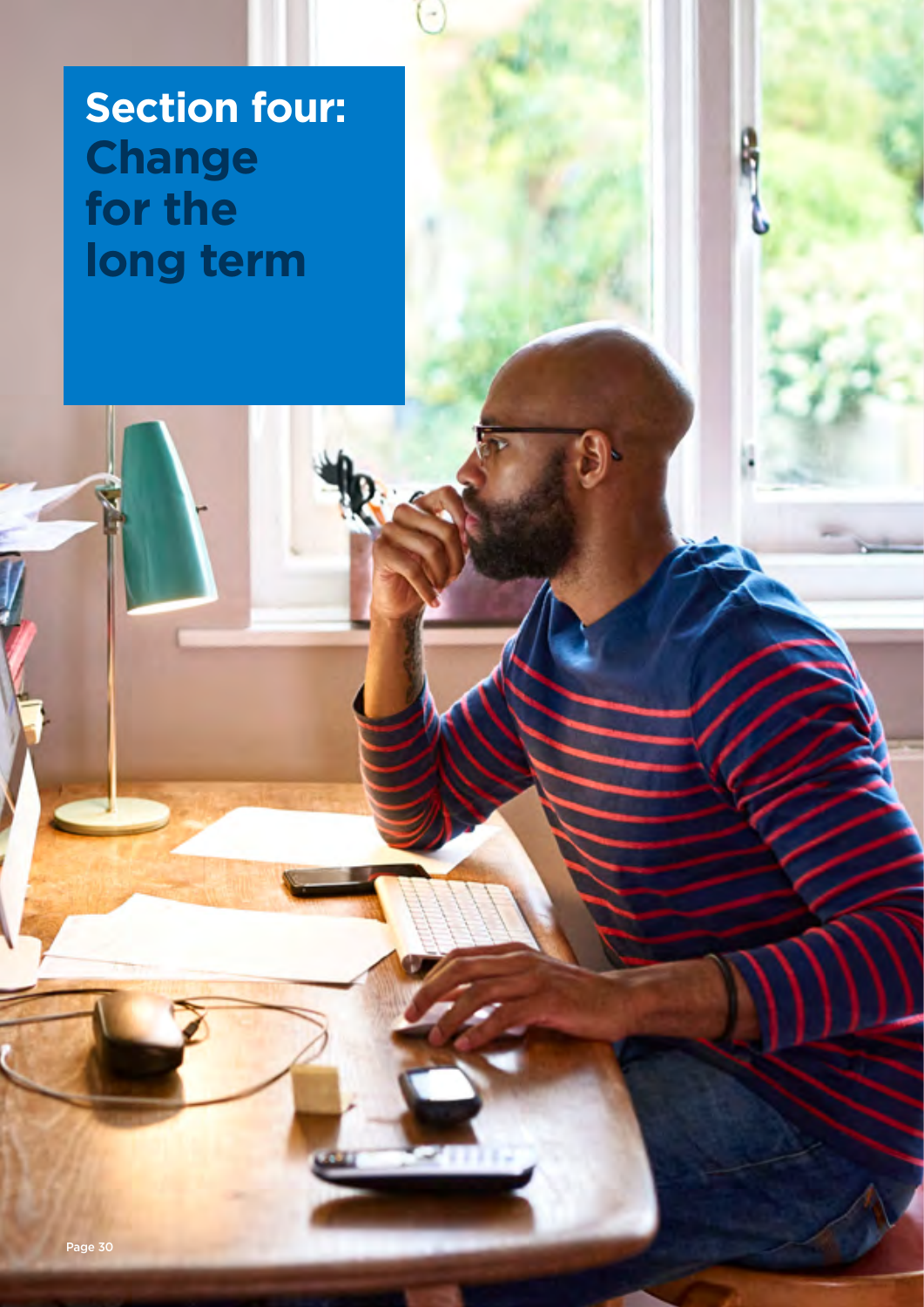# Section four: Change for the long term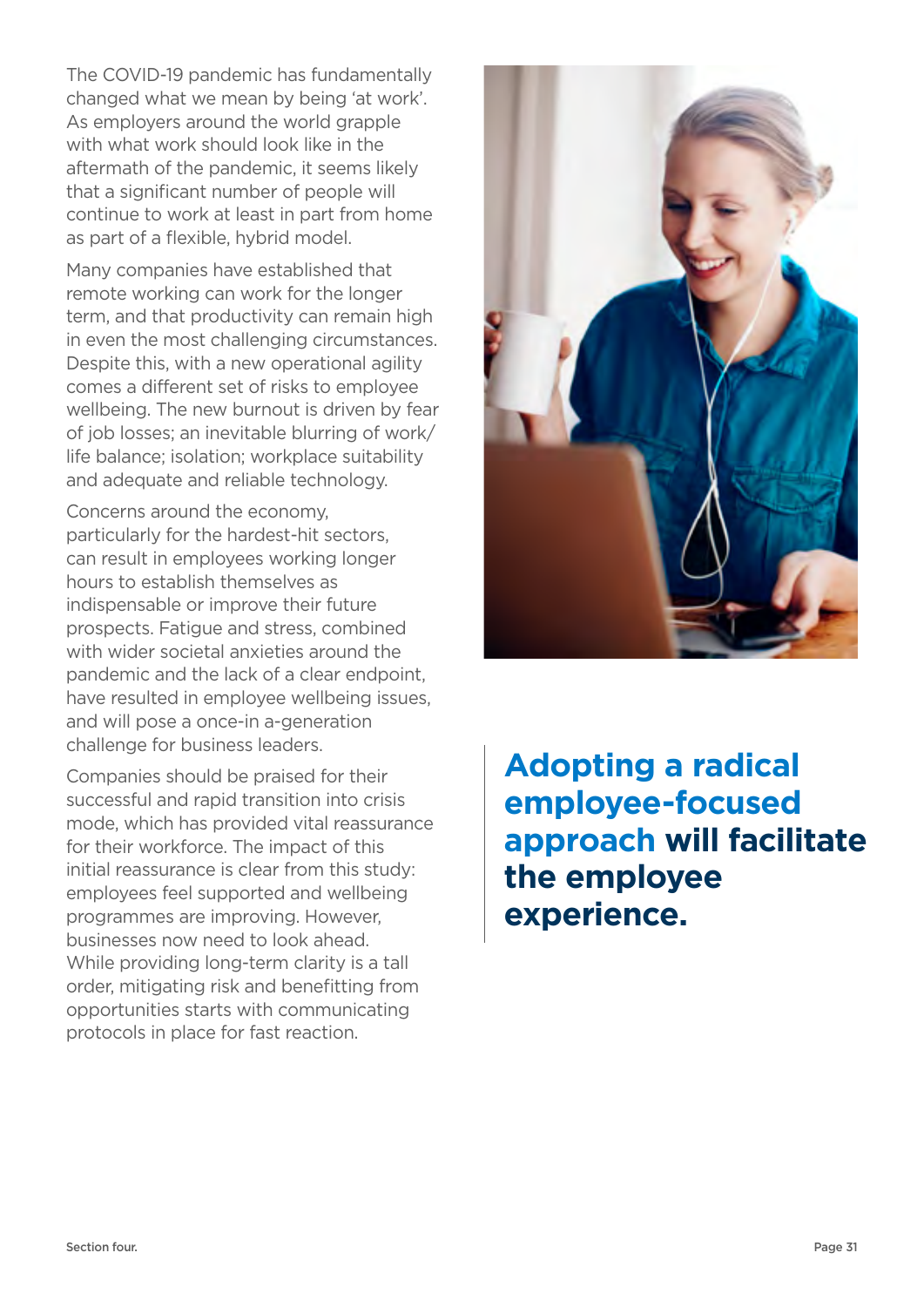The COVID-19 pandemic has fundamentally changed what we mean by being 'at work'. As employers around the world grapple with what work should look like in the aftermath of the pandemic, it seems likely that a significant number of people will continue to work at least in part from home as part of a flexible, hybrid model.

Many companies have established that remote working can work for the longer term, and that productivity can remain high in even the most challenging circumstances. Despite this, with a new operational agility comes a different set of risks to employee wellbeing. The new burnout is driven by fear of job losses; an inevitable blurring of work/life balance; isolation; workplace suitability and adequate and reliable technology.

Concerns around the economy, particularly for the hardest-hit sectors, can result in employees working longer hours to establish themselves as indispensable or improve their future prospects. Fatigue and stress, combined with wider societal anxieties around the pandemic and the lack of a clear endpoint, have resulted in employee wellbeing issues, and will pose a once-in a-generation challenge for business leaders.

Companies should be praised for their successful and rapid transition into crisis mode, which has provided vital reassurance for their workforce. The impact of this initial reassurance is clear from this study: employees feel supported and wellbeing programmes are improving. However, businesses now need to look ahead. While providing long-term clarity is a tall order, mitigating risk and benefitting from opportunities starts with communicating protocols in place for fast reaction.

**Adopting a radical employee-focused approach will facilitate the employee experience.**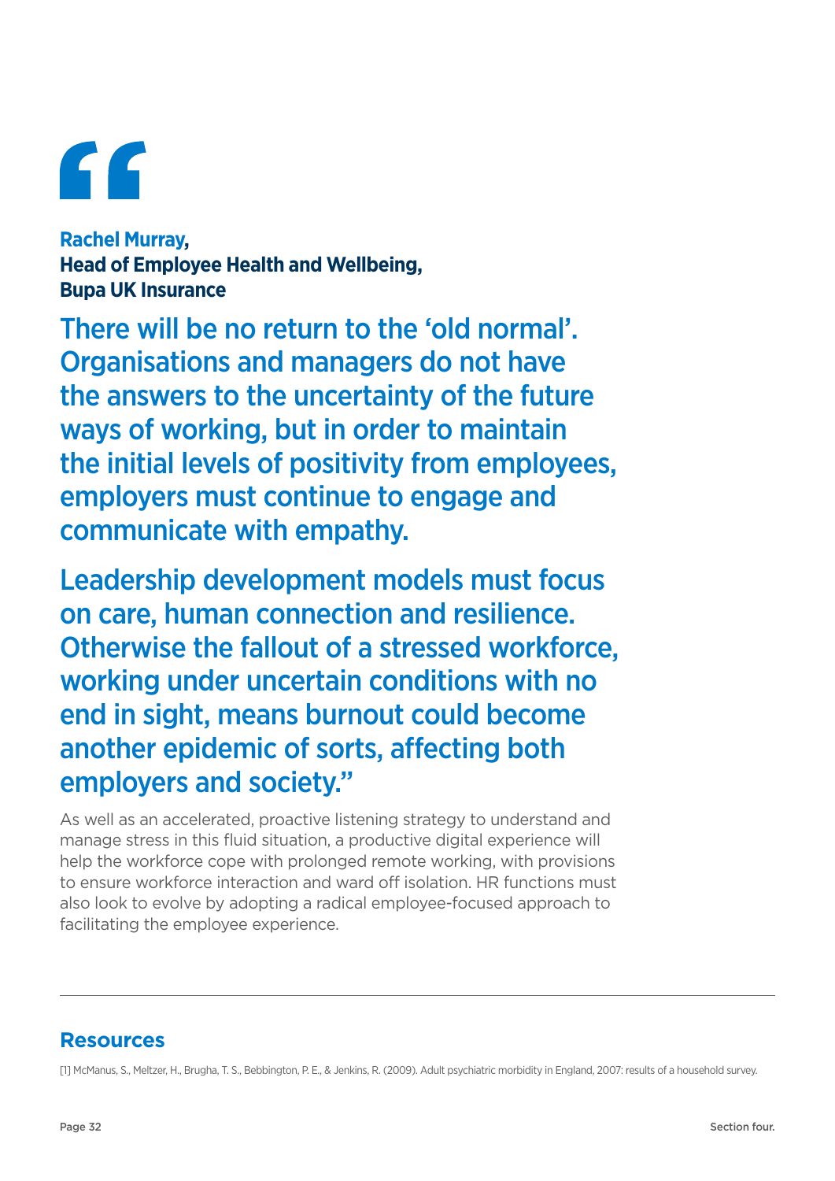"

**Rachel Murray,**
**Head of Employee Health and Wellbeing,**
**Bupa UK Insurance**

There will be no return to the 'old normal'. Organisations and managers do not have the answers to the uncertainty of the future ways of working, but in order to maintain the initial levels of positivity from employees, employers must continue to engage and communicate with empathy.

Leadership development models must focus on care, human connection and resilience. Otherwise the fallout of a stressed workforce, working under uncertain conditions with no end in sight, means burnout could become another epidemic of sorts, affecting both employers and society."

As well as an accelerated, proactive listening strategy to understand and manage stress in this fluid situation, a productive digital experience will help the workforce cope with prolonged remote working, with provisions to ensure workforce interaction and ward off isolation. HR functions must also look to evolve by adopting a radical employee-focused approach to facilitating the employee experience.

---

## Resources

[1] McManus, S., Meltzer, H., Brugha, T. S., Bebbington, P. E., & Jenkins, R. (2009). Adult psychiatric morbidity in England, 2007: results of a household survey.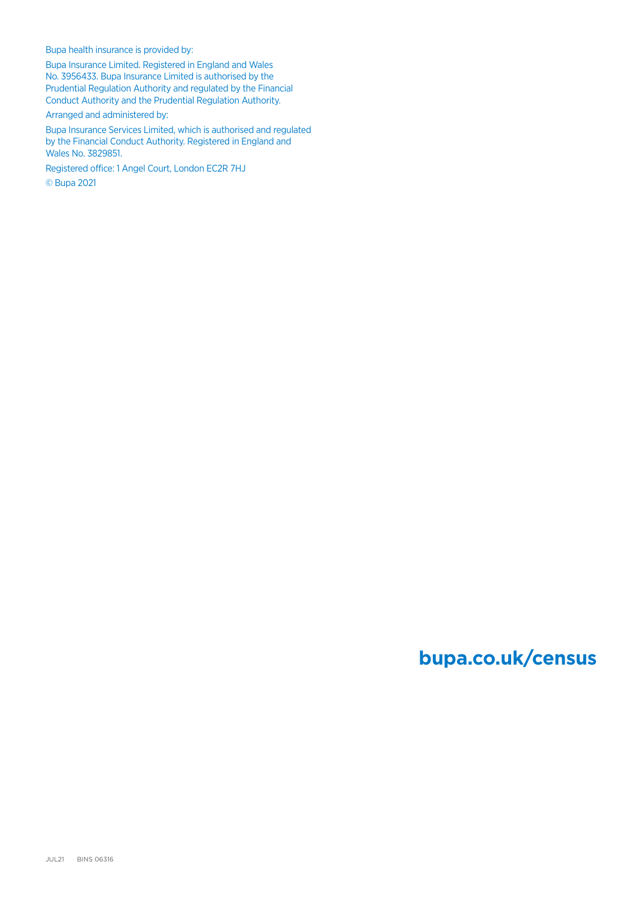Bupa health insurance is provided by:

Bupa Insurance Limited. Registered in England and Wales No. 3956433. Bupa Insurance Limited is authorised by the Prudential Regulation Authority and regulated by the Financial Conduct Authority and the Prudential Regulation Authority.

Arranged and administered by:

Bupa Insurance Services Limited, which is authorised and regulated by the Financial Conduct Authority. Registered in England and Wales No. 3829851.

Registered office: 1 Angel Court, London EC2R 7HJ

© Bupa 2021

**bupa.co.uk/census**

JUL21 BINS 06316